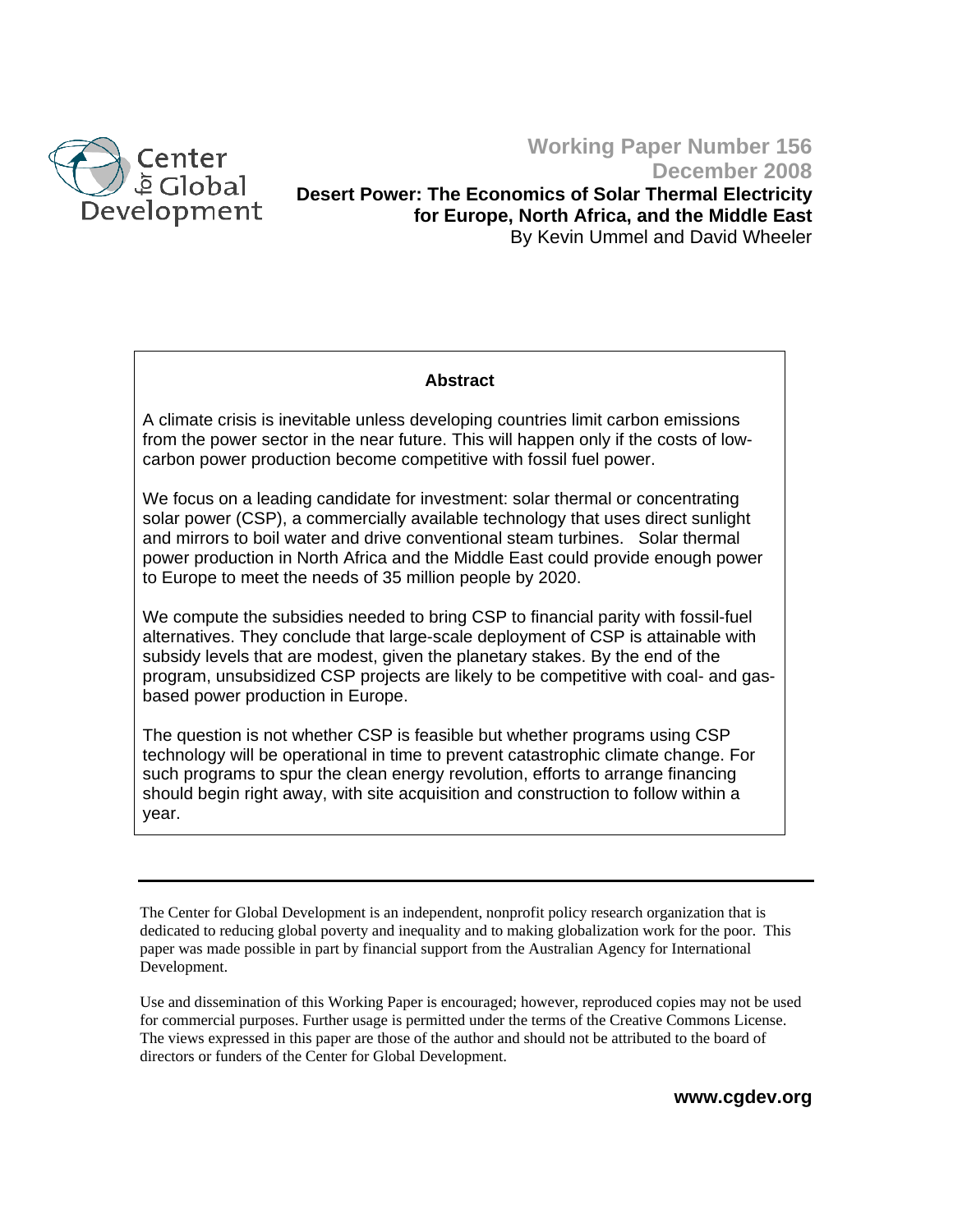Center for Global Development

**Working Paper Number 156**
**December 2008**

# Desert Power: The Economics of Solar Thermal Electricity for Europe, North Africa, and the Middle East

By Kevin Ummel and David Wheeler

## Abstract

A climate crisis is inevitable unless developing countries limit carbon emissions from the power sector in the near future. This will happen only if the costs of low-carbon power production become competitive with fossil fuel power.

We focus on a leading candidate for investment: solar thermal or concentrating solar power (CSP), a commercially available technology that uses direct sunlight and mirrors to boil water and drive conventional steam turbines. Solar thermal power production in North Africa and the Middle East could provide enough power to Europe to meet the needs of 35 million people by 2020.

We compute the subsidies needed to bring CSP to financial parity with fossil-fuel alternatives. They conclude that large-scale deployment of CSP is attainable with subsidy levels that are modest, given the planetary stakes. By the end of the program, unsubsidized CSP projects are likely to be competitive with coal- and gas-based power production in Europe.

The question is not whether CSP is feasible but whether programs using CSP technology will be operational in time to prevent catastrophic climate change. For such programs to spur the clean energy revolution, efforts to arrange financing should begin right away, with site acquisition and construction to follow within a year.

---

The Center for Global Development is an independent, nonprofit policy research organization that is dedicated to reducing global poverty and inequality and to making globalization work for the poor. This paper was made possible in part by financial support from the Australian Agency for International Development.

Use and dissemination of this Working Paper is encouraged; however, reproduced copies may not be used for commercial purposes. Further usage is permitted under the terms of the Creative Commons License. The views expressed in this paper are those of the author and should not be attributed to the board of directors or funders of the Center for Global Development.

**www.cgdev.org**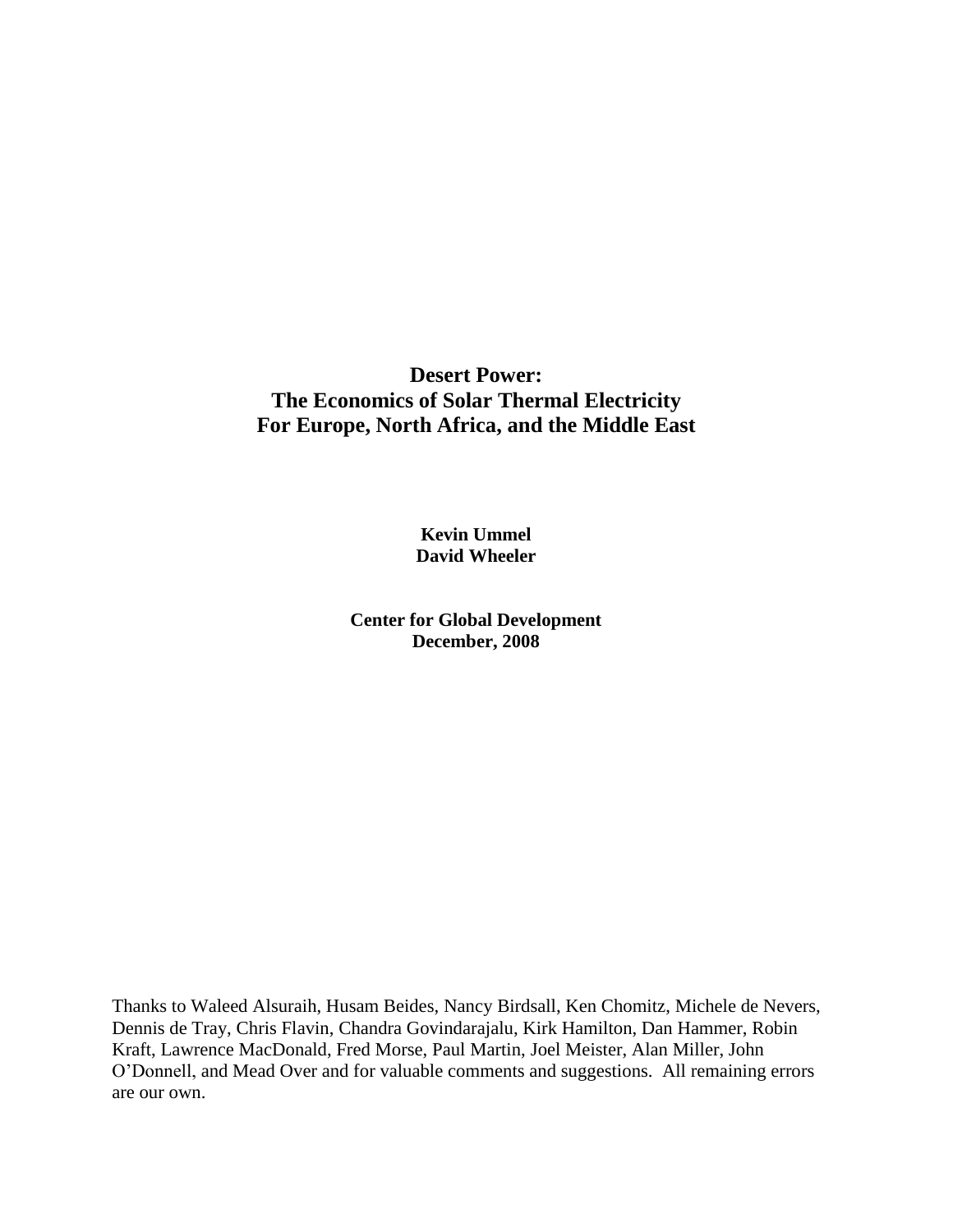# Desert Power:
# The Economics of Solar Thermal Electricity
# For Europe, North Africa, and the Middle East

**Kevin Ummel**
**David Wheeler**

**Center for Global Development**
**December, 2008**

Thanks to Waleed Alsuraih, Husam Beides, Nancy Birdsall, Ken Chomitz, Michele de Nevers, Dennis de Tray, Chris Flavin, Chandra Govindarajalu, Kirk Hamilton, Dan Hammer, Robin Kraft, Lawrence MacDonald, Fred Morse, Paul Martin, Joel Meister, Alan Miller, John O'Donnell, and Mead Over and for valuable comments and suggestions. All remaining errors are our own.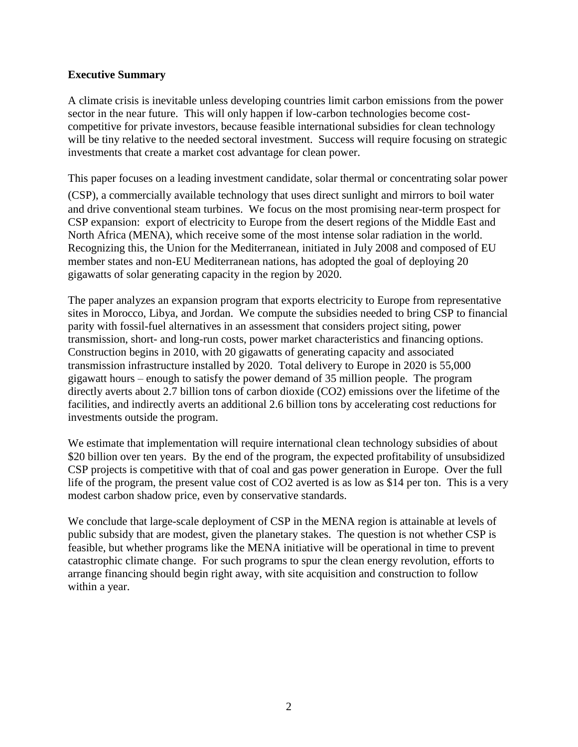## Executive Summary

A climate crisis is inevitable unless developing countries limit carbon emissions from the power sector in the near future. This will only happen if low-carbon technologies become cost-competitive for private investors, because feasible international subsidies for clean technology will be tiny relative to the needed sectoral investment. Success will require focusing on strategic investments that create a market cost advantage for clean power.

This paper focuses on a leading investment candidate, solar thermal or concentrating solar power (CSP), a commercially available technology that uses direct sunlight and mirrors to boil water and drive conventional steam turbines. We focus on the most promising near-term prospect for CSP expansion: export of electricity to Europe from the desert regions of the Middle East and North Africa (MENA), which receive some of the most intense solar radiation in the world. Recognizing this, the Union for the Mediterranean, initiated in July 2008 and composed of EU member states and non-EU Mediterranean nations, has adopted the goal of deploying 20 gigawatts of solar generating capacity in the region by 2020.

The paper analyzes an expansion program that exports electricity to Europe from representative sites in Morocco, Libya, and Jordan. We compute the subsidies needed to bring CSP to financial parity with fossil-fuel alternatives in an assessment that considers project siting, power transmission, short- and long-run costs, power market characteristics and financing options. Construction begins in 2010, with 20 gigawatts of generating capacity and associated transmission infrastructure installed by 2020. Total delivery to Europe in 2020 is 55,000 gigawatt hours – enough to satisfy the power demand of 35 million people. The program directly averts about 2.7 billion tons of carbon dioxide ($CO_2$) emissions over the lifetime of the facilities, and indirectly averts an additional 2.6 billion tons by accelerating cost reductions for investments outside the program.

We estimate that implementation will require international clean technology subsidies of about $20 billion over ten years. By the end of the program, the expected profitability of unsubsidized CSP projects is competitive with that of coal and gas power generation in Europe. Over the full life of the program, the present value cost of $CO_2$ averted is as low as $14 per ton. This is a very modest carbon shadow price, even by conservative standards.

We conclude that large-scale deployment of CSP in the MENA region is attainable at levels of public subsidy that are modest, given the planetary stakes. The question is not whether CSP is feasible, but whether programs like the MENA initiative will be operational in time to prevent catastrophic climate change. For such programs to spur the clean energy revolution, efforts to arrange financing should begin right away, with site acquisition and construction to follow within a year.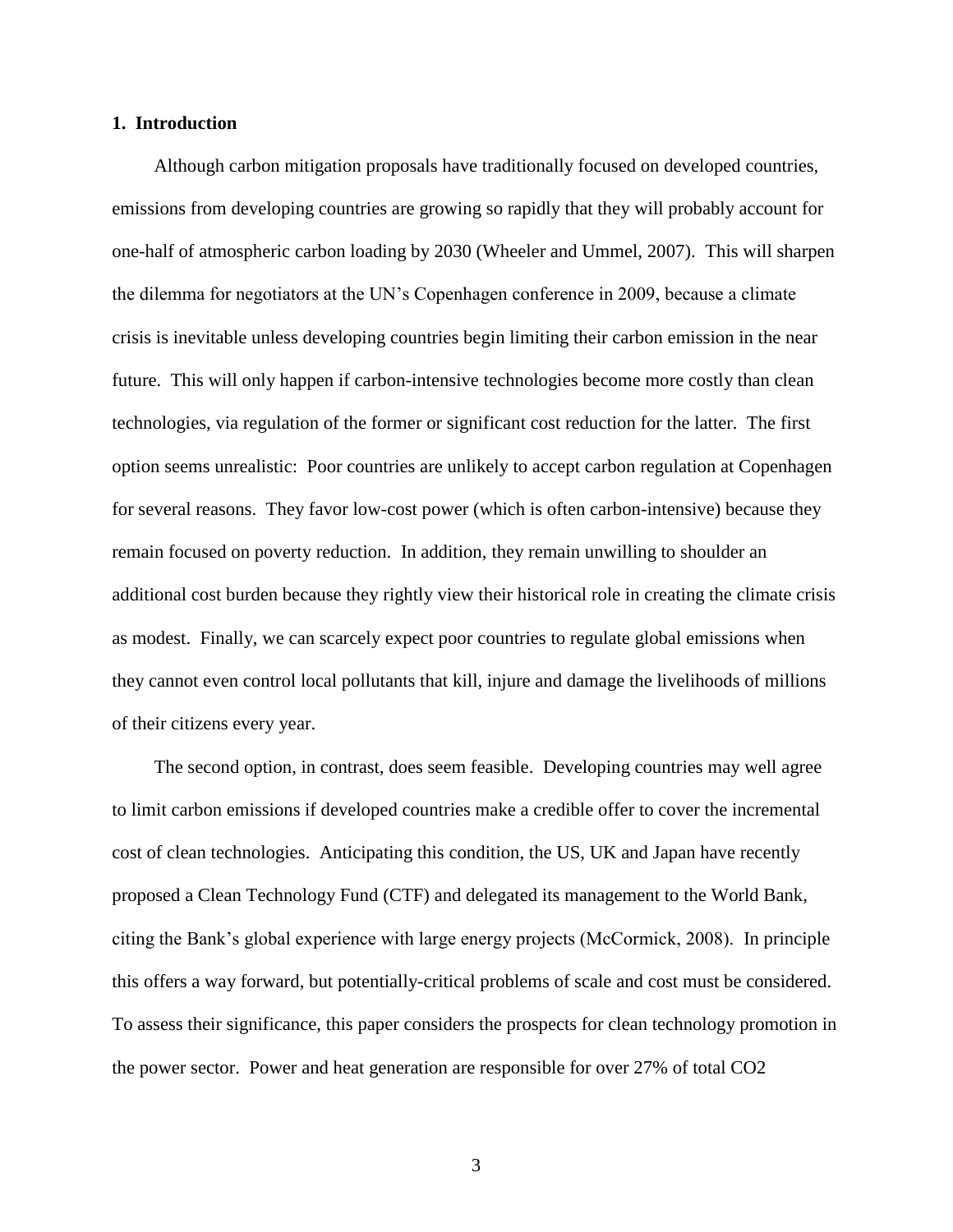## 1. Introduction

Although carbon mitigation proposals have traditionally focused on developed countries, emissions from developing countries are growing so rapidly that they will probably account for one-half of atmospheric carbon loading by 2030 (Wheeler and Ummel, 2007). This will sharpen the dilemma for negotiators at the UN's Copenhagen conference in 2009, because a climate crisis is inevitable unless developing countries begin limiting their carbon emission in the near future. This will only happen if carbon-intensive technologies become more costly than clean technologies, via regulation of the former or significant cost reduction for the latter. The first option seems unrealistic: Poor countries are unlikely to accept carbon regulation at Copenhagen for several reasons. They favor low-cost power (which is often carbon-intensive) because they remain focused on poverty reduction. In addition, they remain unwilling to shoulder an additional cost burden because they rightly view their historical role in creating the climate crisis as modest. Finally, we can scarcely expect poor countries to regulate global emissions when they cannot even control local pollutants that kill, injure and damage the livelihoods of millions of their citizens every year.

The second option, in contrast, does seem feasible. Developing countries may well agree to limit carbon emissions if developed countries make a credible offer to cover the incremental cost of clean technologies. Anticipating this condition, the US, UK and Japan have recently proposed a Clean Technology Fund (CTF) and delegated its management to the World Bank, citing the Bank's global experience with large energy projects (McCormick, 2008). In principle this offers a way forward, but potentially-critical problems of scale and cost must be considered. To assess their significance, this paper considers the prospects for clean technology promotion in the power sector. Power and heat generation are responsible for over 27% of total $CO_2$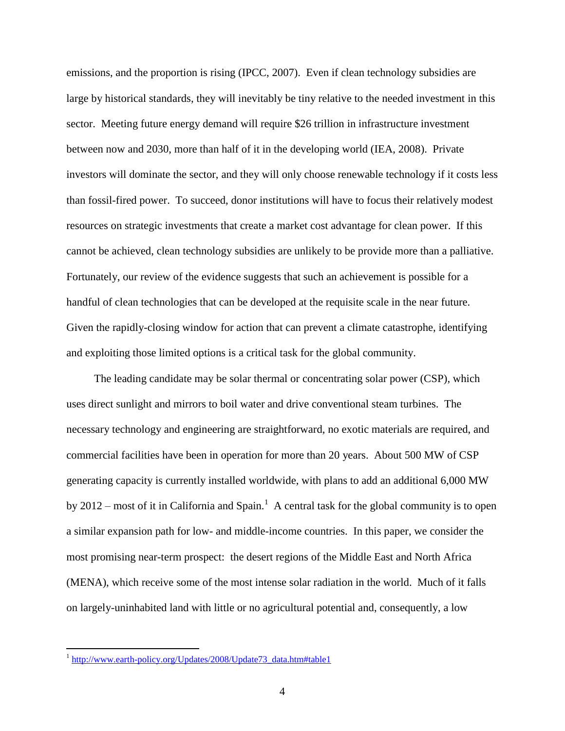emissions, and the proportion is rising (IPCC, 2007). Even if clean technology subsidies are large by historical standards, they will inevitably be tiny relative to the needed investment in this sector. Meeting future energy demand will require $26 trillion in infrastructure investment between now and 2030, more than half of it in the developing world (IEA, 2008). Private investors will dominate the sector, and they will only choose renewable technology if it costs less than fossil-fired power. To succeed, donor institutions will have to focus their relatively modest resources on strategic investments that create a market cost advantage for clean power. If this cannot be achieved, clean technology subsidies are unlikely to be provide more than a palliative. Fortunately, our review of the evidence suggests that such an achievement is possible for a handful of clean technologies that can be developed at the requisite scale in the near future. Given the rapidly-closing window for action that can prevent a climate catastrophe, identifying and exploiting those limited options is a critical task for the global community.

The leading candidate may be solar thermal or concentrating solar power (CSP), which uses direct sunlight and mirrors to boil water and drive conventional steam turbines. The necessary technology and engineering are straightforward, no exotic materials are required, and commercial facilities have been in operation for more than 20 years. About 500 MW of CSP generating capacity is currently installed worldwide, with plans to add an additional 6,000 MW by 2012 – most of it in California and Spain.[1] A central task for the global community is to open a similar expansion path for low- and middle-income countries. In this paper, we consider the most promising near-term prospect: the desert regions of the Middle East and North Africa (MENA), which receive some of the most intense solar radiation in the world. Much of it falls on largely-uninhabited land with little or no agricultural potential and, consequently, a low

---

[1] http://www.earth-policy.org/Updates/2008/Update73_data.htm#table1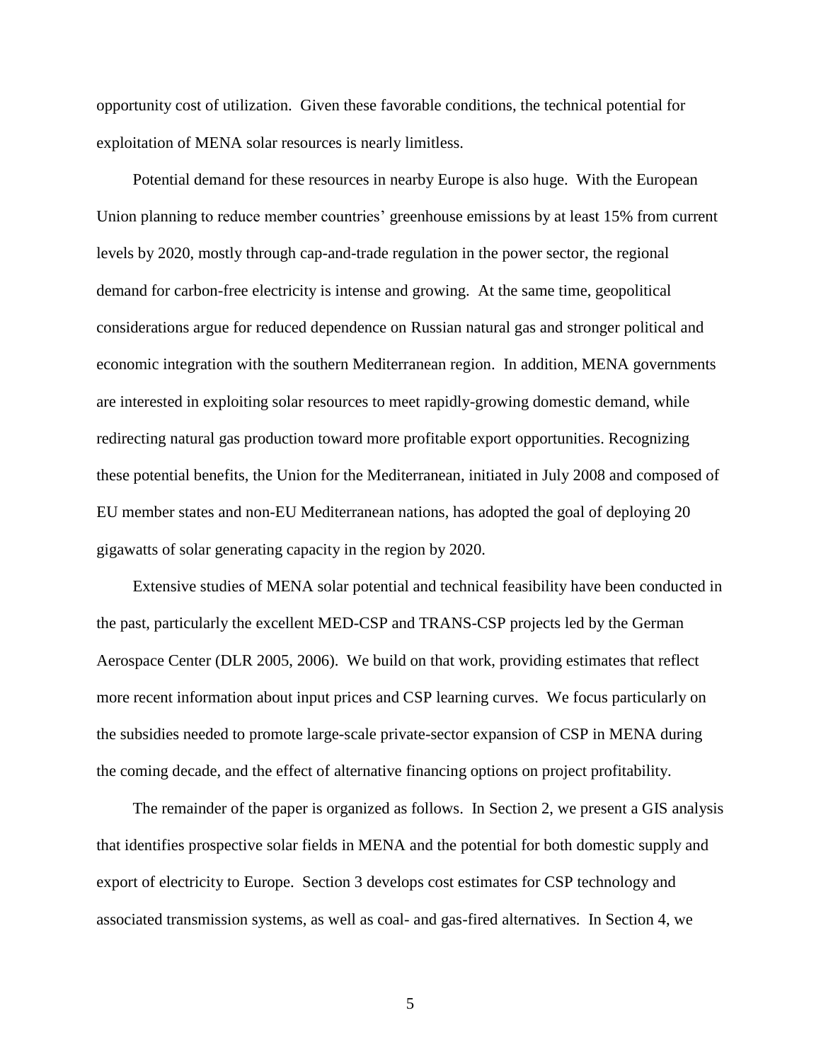opportunity cost of utilization. Given these favorable conditions, the technical potential for exploitation of MENA solar resources is nearly limitless.

Potential demand for these resources in nearby Europe is also huge. With the European Union planning to reduce member countries' greenhouse emissions by at least 15% from current levels by 2020, mostly through cap-and-trade regulation in the power sector, the regional demand for carbon-free electricity is intense and growing. At the same time, geopolitical considerations argue for reduced dependence on Russian natural gas and stronger political and economic integration with the southern Mediterranean region. In addition, MENA governments are interested in exploiting solar resources to meet rapidly-growing domestic demand, while redirecting natural gas production toward more profitable export opportunities. Recognizing these potential benefits, the Union for the Mediterranean, initiated in July 2008 and composed of EU member states and non-EU Mediterranean nations, has adopted the goal of deploying 20 gigawatts of solar generating capacity in the region by 2020.

Extensive studies of MENA solar potential and technical feasibility have been conducted in the past, particularly the excellent MED-CSP and TRANS-CSP projects led by the German Aerospace Center (DLR 2005, 2006). We build on that work, providing estimates that reflect more recent information about input prices and CSP learning curves. We focus particularly on the subsidies needed to promote large-scale private-sector expansion of CSP in MENA during the coming decade, and the effect of alternative financing options on project profitability.

The remainder of the paper is organized as follows. In Section 2, we present a GIS analysis that identifies prospective solar fields in MENA and the potential for both domestic supply and export of electricity to Europe. Section 3 develops cost estimates for CSP technology and associated transmission systems, as well as coal- and gas-fired alternatives. In Section 4, we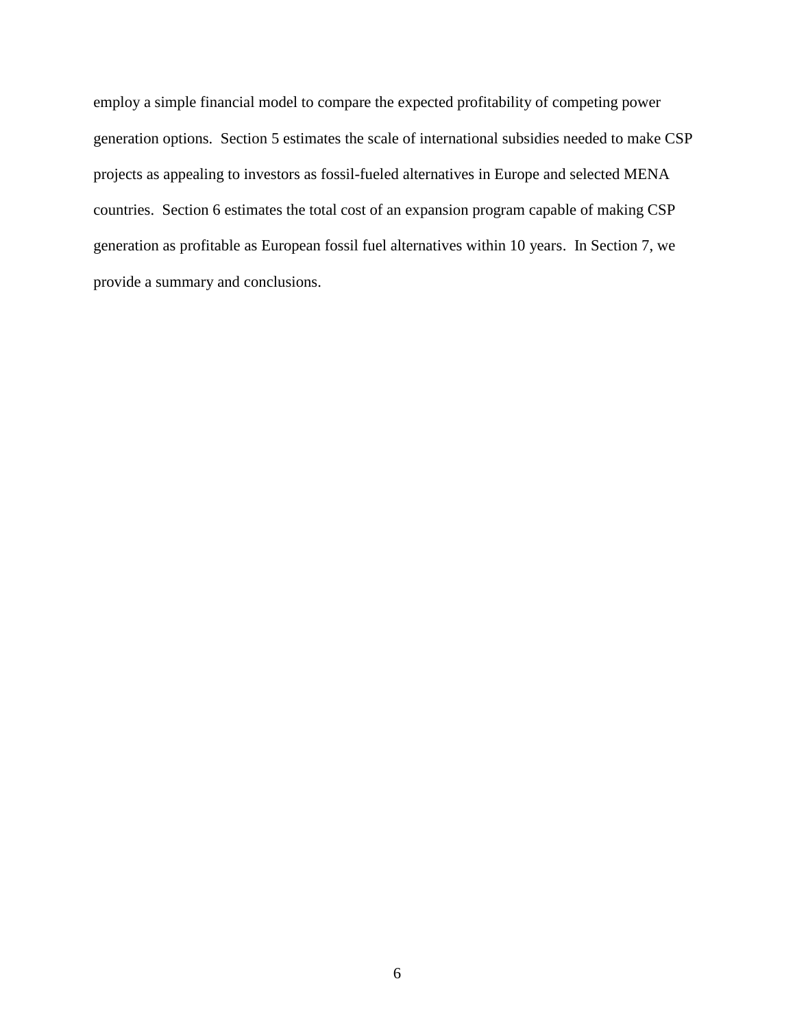employ a simple financial model to compare the expected profitability of competing power generation options. Section 5 estimates the scale of international subsidies needed to make CSP projects as appealing to investors as fossil-fueled alternatives in Europe and selected MENA countries. Section 6 estimates the total cost of an expansion program capable of making CSP generation as profitable as European fossil fuel alternatives within 10 years. In Section 7, we provide a summary and conclusions.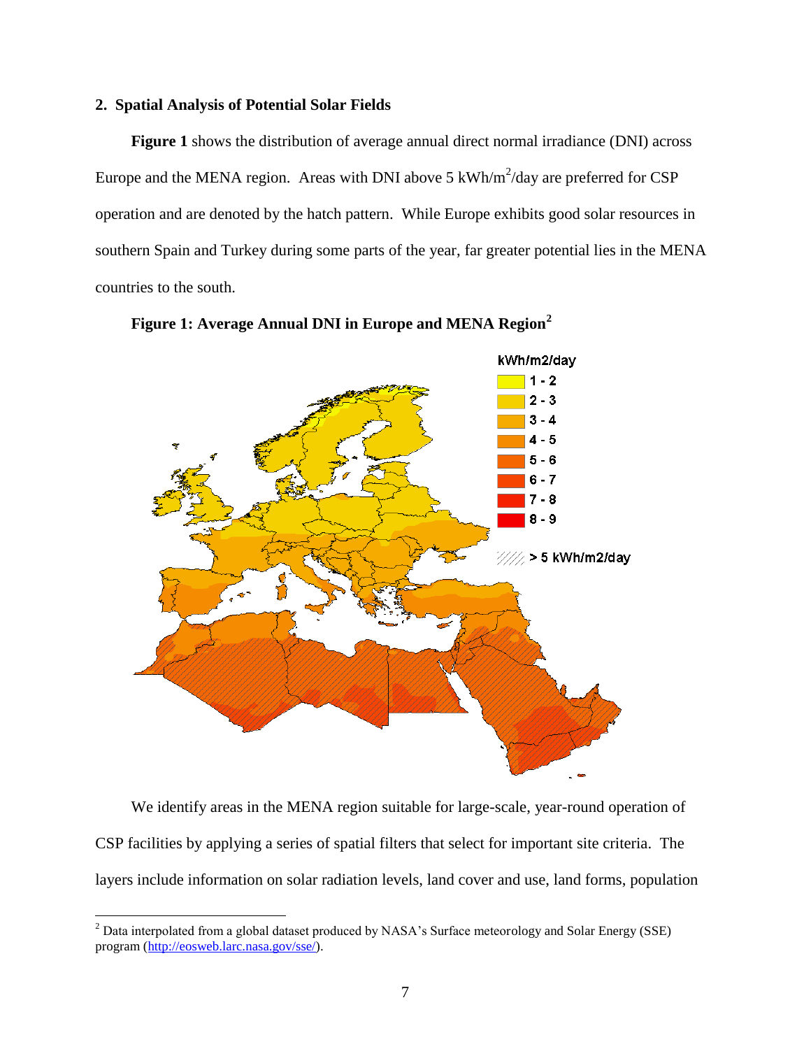## 2. Spatial Analysis of Potential Solar Fields

**Figure 1** shows the distribution of average annual direct normal irradiance (DNI) across Europe and the MENA region. Areas with DNI above 5 kWh/m$^2$/day are preferred for CSP operation and are denoted by the hatch pattern. While Europe exhibits good solar resources in southern Spain and Turkey during some parts of the year, far greater potential lies in the MENA countries to the south.

**Figure 1: Average Annual DNI in Europe and MENA Region**[2]

We identify areas in the MENA region suitable for large-scale, year-round operation of CSP facilities by applying a series of spatial filters that select for important site criteria. The layers include information on solar radiation levels, land cover and use, land forms, population

[2] Data interpolated from a global dataset produced by NASA's Surface meteorology and Solar Energy (SSE) program (http://eosweb.larc.nasa.gov/sse/).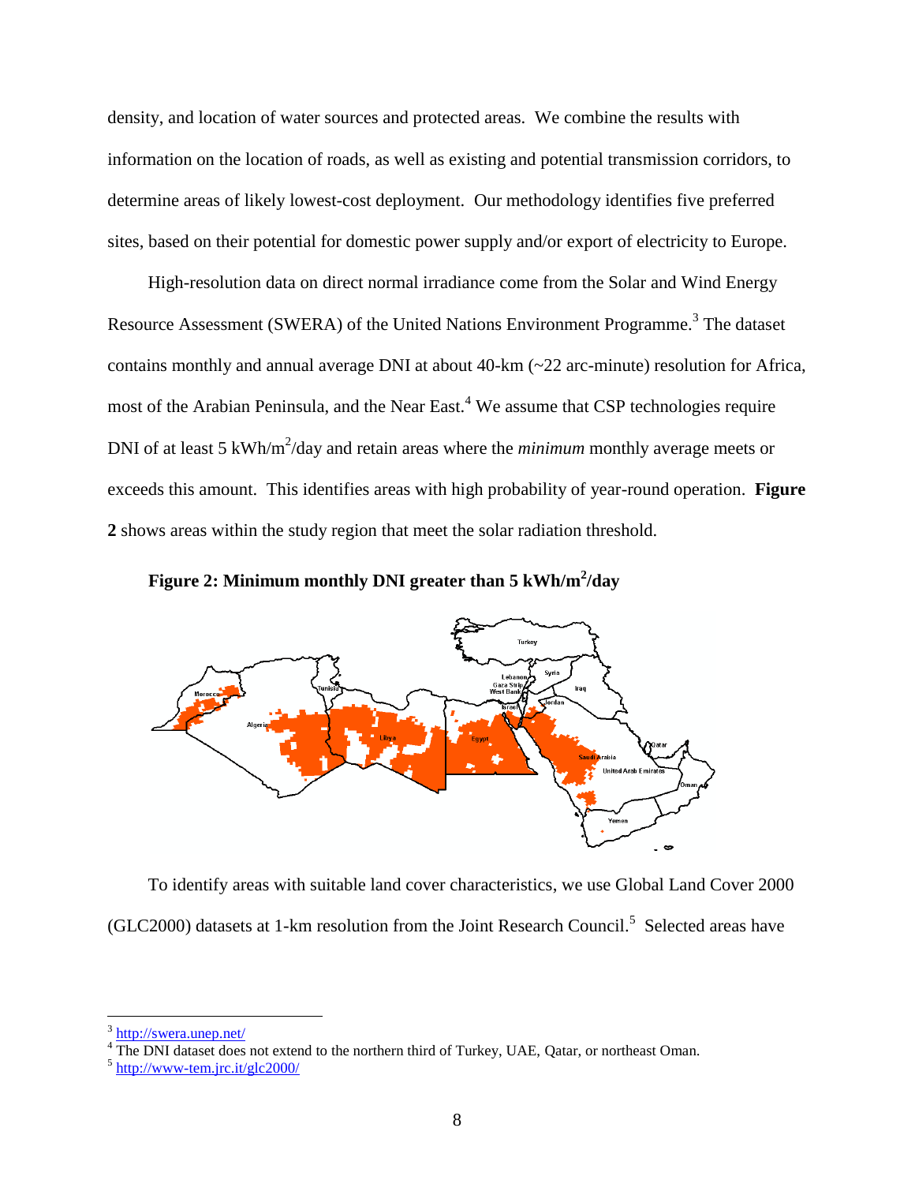density, and location of water sources and protected areas. We combine the results with information on the location of roads, as well as existing and potential transmission corridors, to determine areas of likely lowest-cost deployment. Our methodology identifies five preferred sites, based on their potential for domestic power supply and/or export of electricity to Europe.

High-resolution data on direct normal irradiance come from the Solar and Wind Energy Resource Assessment (SWERA) of the United Nations Environment Programme.[3] The dataset contains monthly and annual average DNI at about 40-km (~22 arc-minute) resolution for Africa, most of the Arabian Peninsula, and the Near East.[4] We assume that CSP technologies require DNI of at least 5 kWh/m$^2$/day and retain areas where the *minimum* monthly average meets or exceeds this amount. This identifies areas with high probability of year-round operation. **Figure 2** shows areas within the study region that meet the solar radiation threshold.

**Figure 2: Minimum monthly DNI greater than 5 kWh/m$^2$/day**

To identify areas with suitable land cover characteristics, we use Global Land Cover 2000 (GLC2000) datasets at 1-km resolution from the Joint Research Council.[5] Selected areas have

---

[3] http://swera.unep.net/

[4] The DNI dataset does not extend to the northern third of Turkey, UAE, Qatar, or northeast Oman.

[5] http://www-tem.jrc.it/glc2000/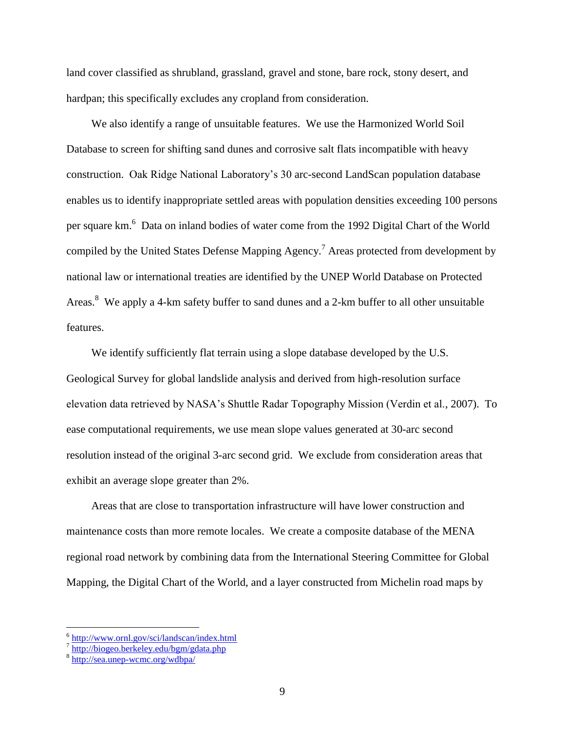land cover classified as shrubland, grassland, gravel and stone, bare rock, stony desert, and hardpan; this specifically excludes any cropland from consideration.

We also identify a range of unsuitable features. We use the Harmonized World Soil Database to screen for shifting sand dunes and corrosive salt flats incompatible with heavy construction. Oak Ridge National Laboratory's 30 arc-second LandScan population database enables us to identify inappropriate settled areas with population densities exceeding 100 persons per square km.[6] Data on inland bodies of water come from the 1992 Digital Chart of the World compiled by the United States Defense Mapping Agency.[7] Areas protected from development by national law or international treaties are identified by the UNEP World Database on Protected Areas.[8] We apply a 4-km safety buffer to sand dunes and a 2-km buffer to all other unsuitable features.

We identify sufficiently flat terrain using a slope database developed by the U.S. Geological Survey for global landslide analysis and derived from high-resolution surface elevation data retrieved by NASA's Shuttle Radar Topography Mission (Verdin et al., 2007). To ease computational requirements, we use mean slope values generated at 30-arc second resolution instead of the original 3-arc second grid. We exclude from consideration areas that exhibit an average slope greater than 2%.

Areas that are close to transportation infrastructure will have lower construction and maintenance costs than more remote locales. We create a composite database of the MENA regional road network by combining data from the International Steering Committee for Global Mapping, the Digital Chart of the World, and a layer constructed from Michelin road maps by

---

[6] http://www.ornl.gov/sci/landscan/index.html

[7] http://biogeo.berkeley.edu/bgm/gdata.php

[8] http://sea.unep-wcmc.org/wdbpa/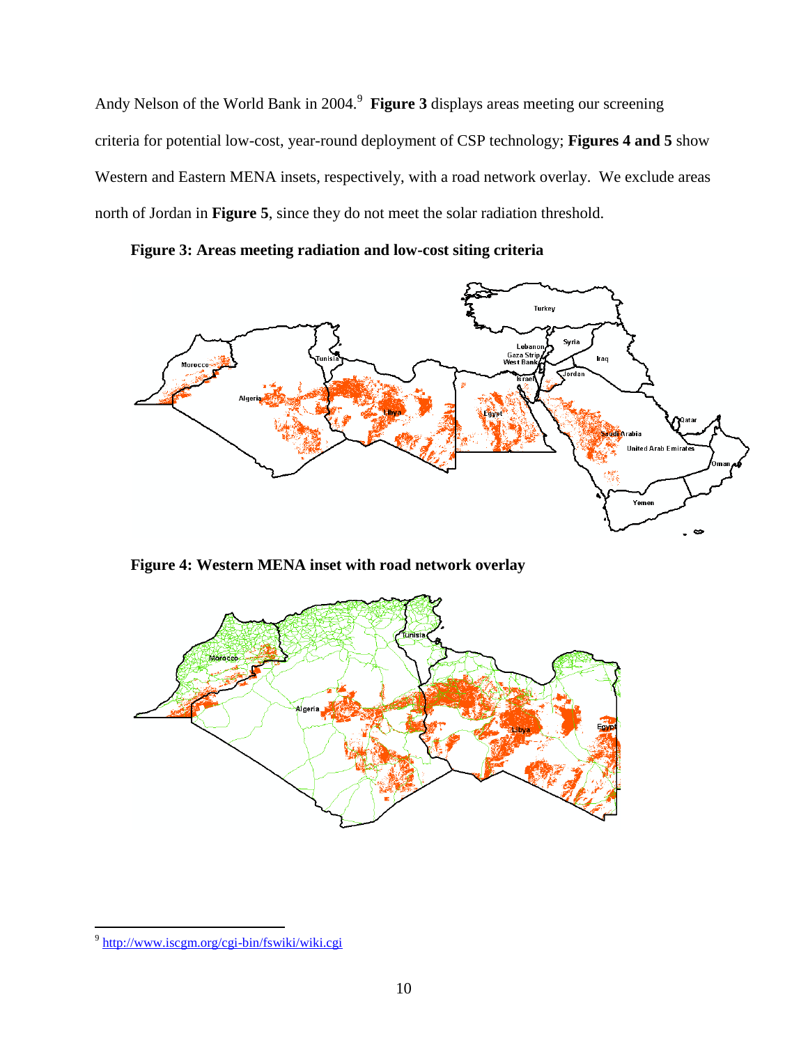Andy Nelson of the World Bank in 2004.[9] **Figure 3** displays areas meeting our screening criteria for potential low-cost, year-round deployment of CSP technology; **Figures 4 and 5** show Western and Eastern MENA insets, respectively, with a road network overlay. We exclude areas north of Jordan in **Figure 5**, since they do not meet the solar radiation threshold.

**Figure 3: Areas meeting radiation and low-cost siting criteria**

**Figure 4: Western MENA inset with road network overlay**

---

[9] http://www.iscgm.org/cgi-bin/fswiki/wiki.cgi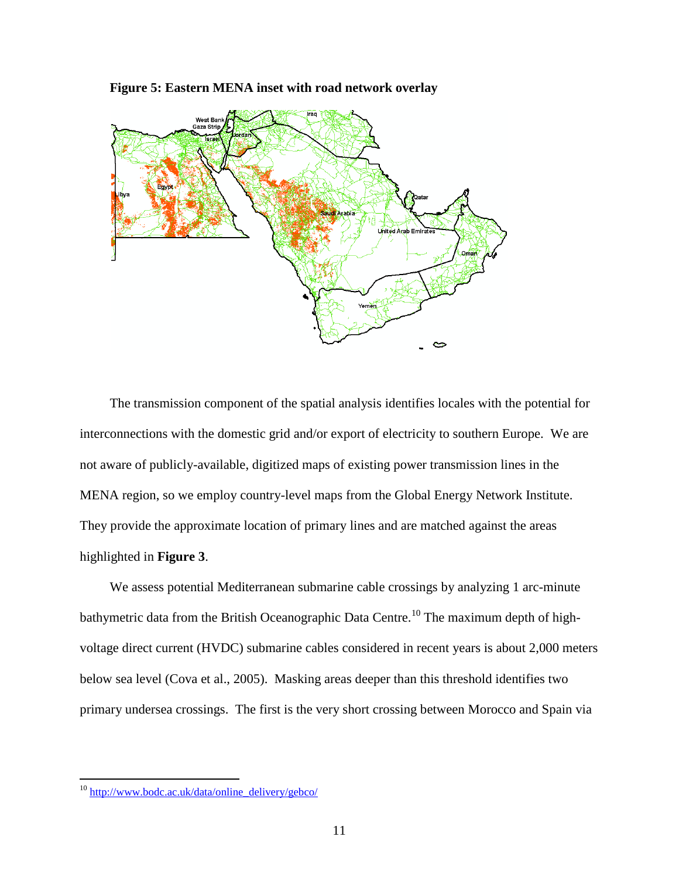**Figure 5: Eastern MENA inset with road network overlay**

The transmission component of the spatial analysis identifies locales with the potential for interconnections with the domestic grid and/or export of electricity to southern Europe. We are not aware of publicly-available, digitized maps of existing power transmission lines in the MENA region, so we employ country-level maps from the Global Energy Network Institute. They provide the approximate location of primary lines and are matched against the areas highlighted in **Figure 3**.

We assess potential Mediterranean submarine cable crossings by analyzing 1 arc-minute bathymetric data from the British Oceanographic Data Centre.[10] The maximum depth of high-voltage direct current (HVDC) submarine cables considered in recent years is about 2,000 meters below sea level (Cova et al., 2005). Masking areas deeper than this threshold identifies two primary undersea crossings. The first is the very short crossing between Morocco and Spain via

[10] http://www.bodc.ac.uk/data/online_delivery/gebco/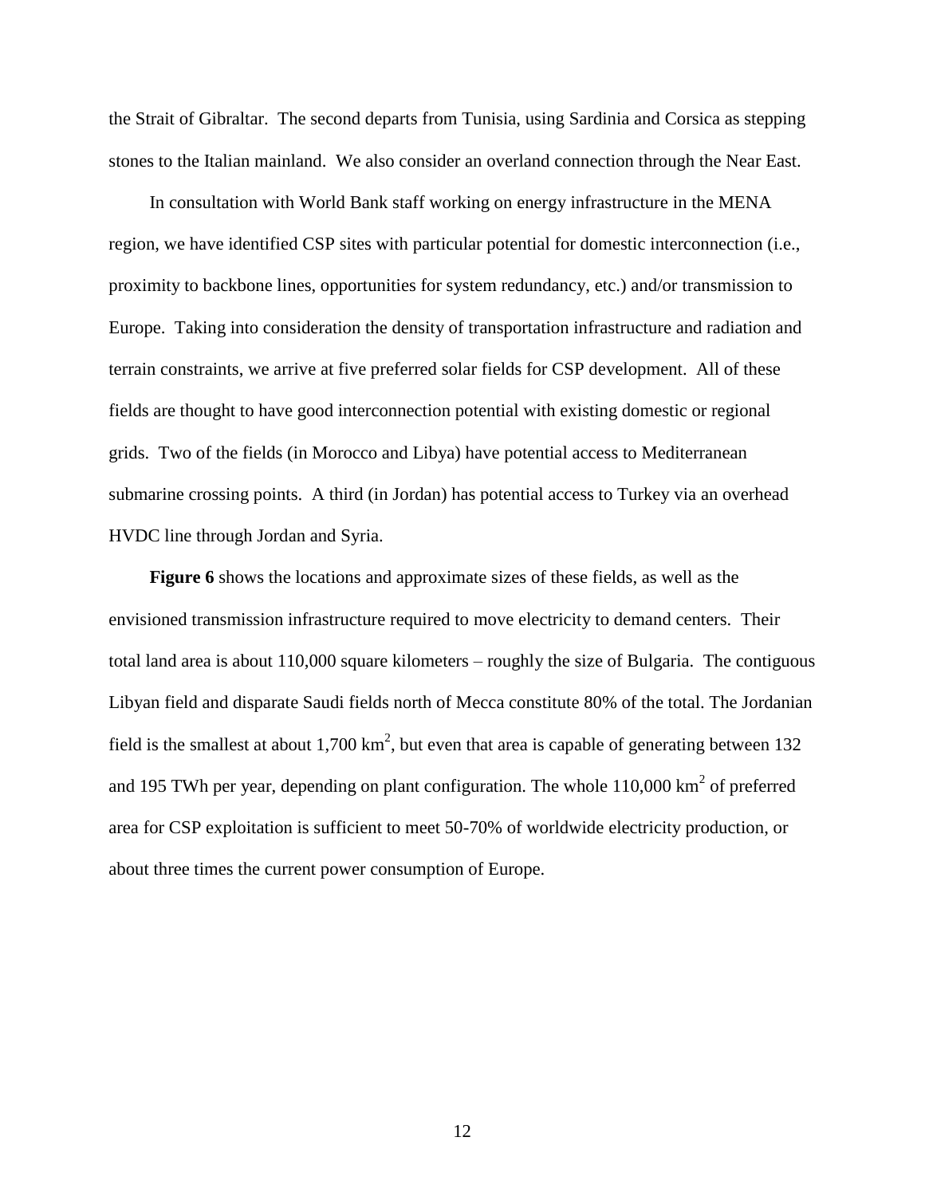the Strait of Gibraltar. The second departs from Tunisia, using Sardinia and Corsica as stepping stones to the Italian mainland. We also consider an overland connection through the Near East.

In consultation with World Bank staff working on energy infrastructure in the MENA region, we have identified CSP sites with particular potential for domestic interconnection (i.e., proximity to backbone lines, opportunities for system redundancy, etc.) and/or transmission to Europe. Taking into consideration the density of transportation infrastructure and radiation and terrain constraints, we arrive at five preferred solar fields for CSP development. All of these fields are thought to have good interconnection potential with existing domestic or regional grids. Two of the fields (in Morocco and Libya) have potential access to Mediterranean submarine crossing points. A third (in Jordan) has potential access to Turkey via an overhead HVDC line through Jordan and Syria.

**Figure 6** shows the locations and approximate sizes of these fields, as well as the envisioned transmission infrastructure required to move electricity to demand centers. Their total land area is about 110,000 square kilometers – roughly the size of Bulgaria. The contiguous Libyan field and disparate Saudi fields north of Mecca constitute 80% of the total. The Jordanian field is the smallest at about 1,700 $km^2$, but even that area is capable of generating between 132 and 195 TWh per year, depending on plant configuration. The whole 110,000 $km^2$ of preferred area for CSP exploitation is sufficient to meet 50-70% of worldwide electricity production, or about three times the current power consumption of Europe.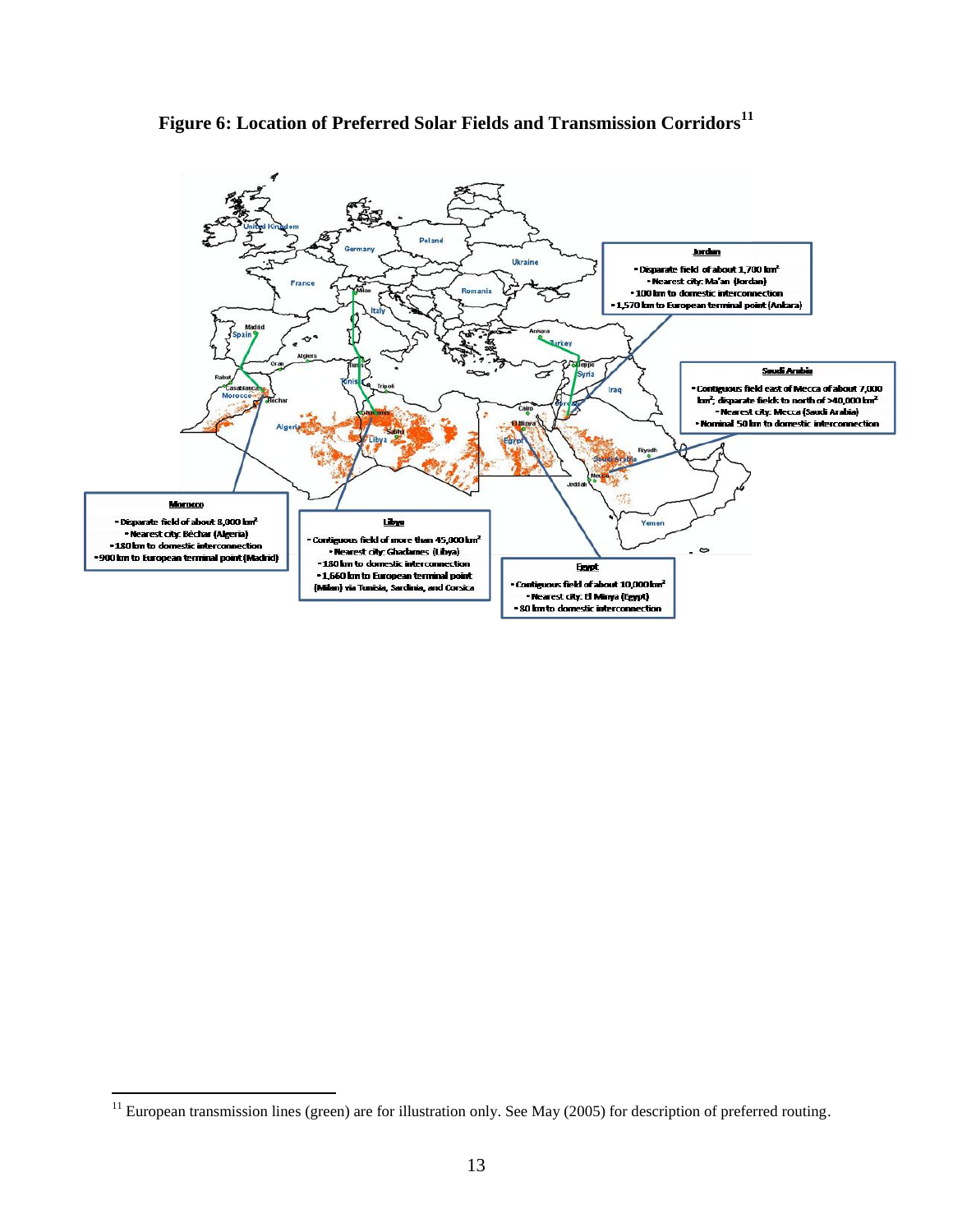**Figure 6: Location of Preferred Solar Fields and Transmission Corridors**[11]

**Jordan**
- Disparate field of about 1,700 km²
- Nearest city: Ma'an (Jordan)
- 100 km to domestic interconnection
- 1,570 km to European terminal point (Ankara)

**Saudi Arabia**
- Contiguous field east of Mecca of about 7,000 km²; disparate fields to north of >40,000 km²
- Nearest city: Mecca (Saudi Arabia)
- Nominal 50 km to domestic interconnection

**Morocco**
- Disparate field of about 8,000 km²
- Nearest city: Béchar (Algeria)
- 180 km to domestic interconnection
- 900 km to European terminal point (Madrid)

**Libya**
- Contiguous field of more than 45,000 km²
- Nearest city: Ghadames (Libya)
- 180 km to domestic interconnection
- 1,660 km to European terminal point (Milan) via Tunisia, Sardinia, and Corsica

**Egypt**
- Contiguous field of about 10,000 km²
- Nearest city: El Minya (Egypt)
- 80 km to domestic interconnection

[11] European transmission lines (green) are for illustration only. See May (2005) for description of preferred routing.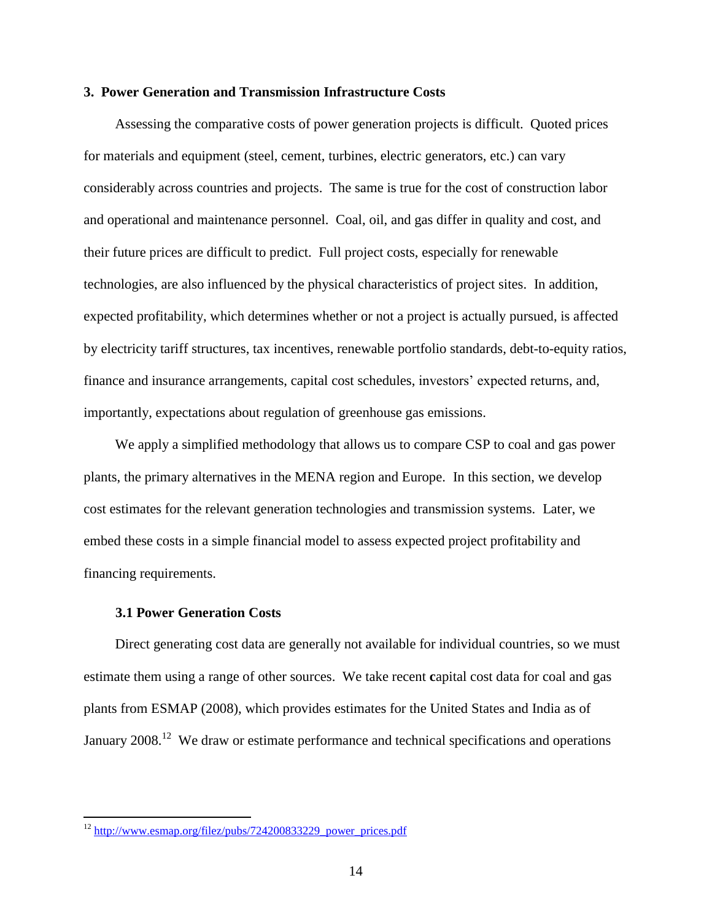## 3. Power Generation and Transmission Infrastructure Costs

Assessing the comparative costs of power generation projects is difficult. Quoted prices for materials and equipment (steel, cement, turbines, electric generators, etc.) can vary considerably across countries and projects. The same is true for the cost of construction labor and operational and maintenance personnel. Coal, oil, and gas differ in quality and cost, and their future prices are difficult to predict. Full project costs, especially for renewable technologies, are also influenced by the physical characteristics of project sites. In addition, expected profitability, which determines whether or not a project is actually pursued, is affected by electricity tariff structures, tax incentives, renewable portfolio standards, debt-to-equity ratios, finance and insurance arrangements, capital cost schedules, investors' expected returns, and, importantly, expectations about regulation of greenhouse gas emissions.

We apply a simplified methodology that allows us to compare CSP to coal and gas power plants, the primary alternatives in the MENA region and Europe. In this section, we develop cost estimates for the relevant generation technologies and transmission systems. Later, we embed these costs in a simple financial model to assess expected project profitability and financing requirements.

### 3.1 Power Generation Costs

Direct generating cost data are generally not available for individual countries, so we must estimate them using a range of other sources. We take recent **c**apital cost data for coal and gas plants from ESMAP (2008), which provides estimates for the United States and India as of January 2008.[12] We draw or estimate performance and technical specifications and operations

[12] http://www.esmap.org/filez/pubs/724200833229_power_prices.pdf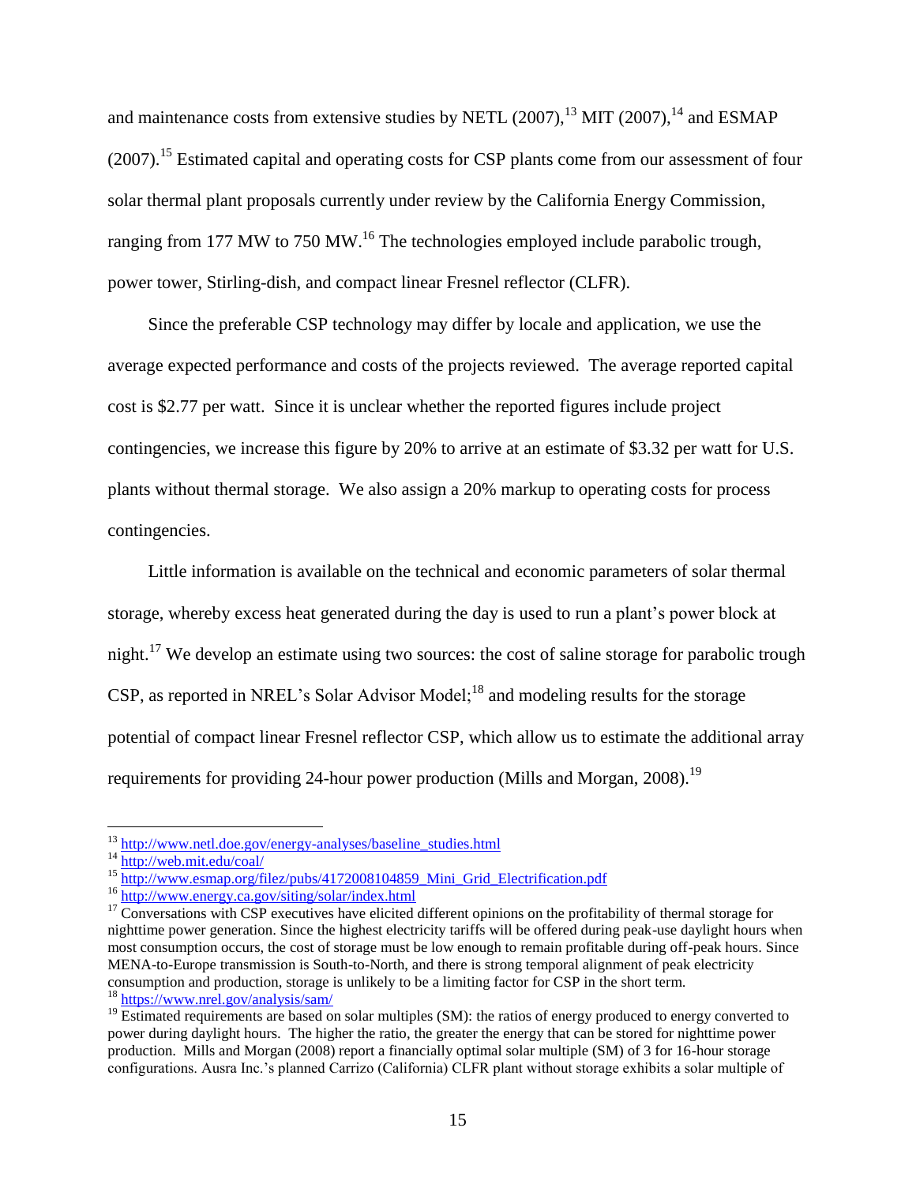and maintenance costs from extensive studies by NETL (2007),[13] MIT (2007),[14] and ESMAP (2007).[15] Estimated capital and operating costs for CSP plants come from our assessment of four solar thermal plant proposals currently under review by the California Energy Commission, ranging from 177 MW to 750 MW.[16] The technologies employed include parabolic trough, power tower, Stirling-dish, and compact linear Fresnel reflector (CLFR).

Since the preferable CSP technology may differ by locale and application, we use the average expected performance and costs of the projects reviewed. The average reported capital cost is $2.77 per watt. Since it is unclear whether the reported figures include project contingencies, we increase this figure by 20% to arrive at an estimate of $3.32 per watt for U.S. plants without thermal storage. We also assign a 20% markup to operating costs for process contingencies.

Little information is available on the technical and economic parameters of solar thermal storage, whereby excess heat generated during the day is used to run a plant's power block at night.[17] We develop an estimate using two sources: the cost of saline storage for parabolic trough CSP, as reported in NREL's Solar Advisor Model;[18] and modeling results for the storage potential of compact linear Fresnel reflector CSP, which allow us to estimate the additional array requirements for providing 24-hour power production (Mills and Morgan, 2008).[19]

---

[13] http://www.netl.doe.gov/energy-analyses/baseline_studies.html

[14] http://web.mit.edu/coal/

[15] http://www.esmap.org/filez/pubs/4172008104859_Mini_Grid_Electrification.pdf

[16] http://www.energy.ca.gov/siting/solar/index.html

[17] Conversations with CSP executives have elicited different opinions on the profitability of thermal storage for nighttime power generation. Since the highest electricity tariffs will be offered during peak-use daylight hours when most consumption occurs, the cost of storage must be low enough to remain profitable during off-peak hours. Since MENA-to-Europe transmission is South-to-North, and there is strong temporal alignment of peak electricity consumption and production, storage is unlikely to be a limiting factor for CSP in the short term.

[18] https://www.nrel.gov/analysis/sam/

[19] Estimated requirements are based on solar multiples (SM): the ratios of energy produced to energy converted to power during daylight hours. The higher the ratio, the greater the energy that can be stored for nighttime power production. Mills and Morgan (2008) report a financially optimal solar multiple (SM) of 3 for 16-hour storage configurations. Ausra Inc.'s planned Carrizo (California) CLFR plant without storage exhibits a solar multiple of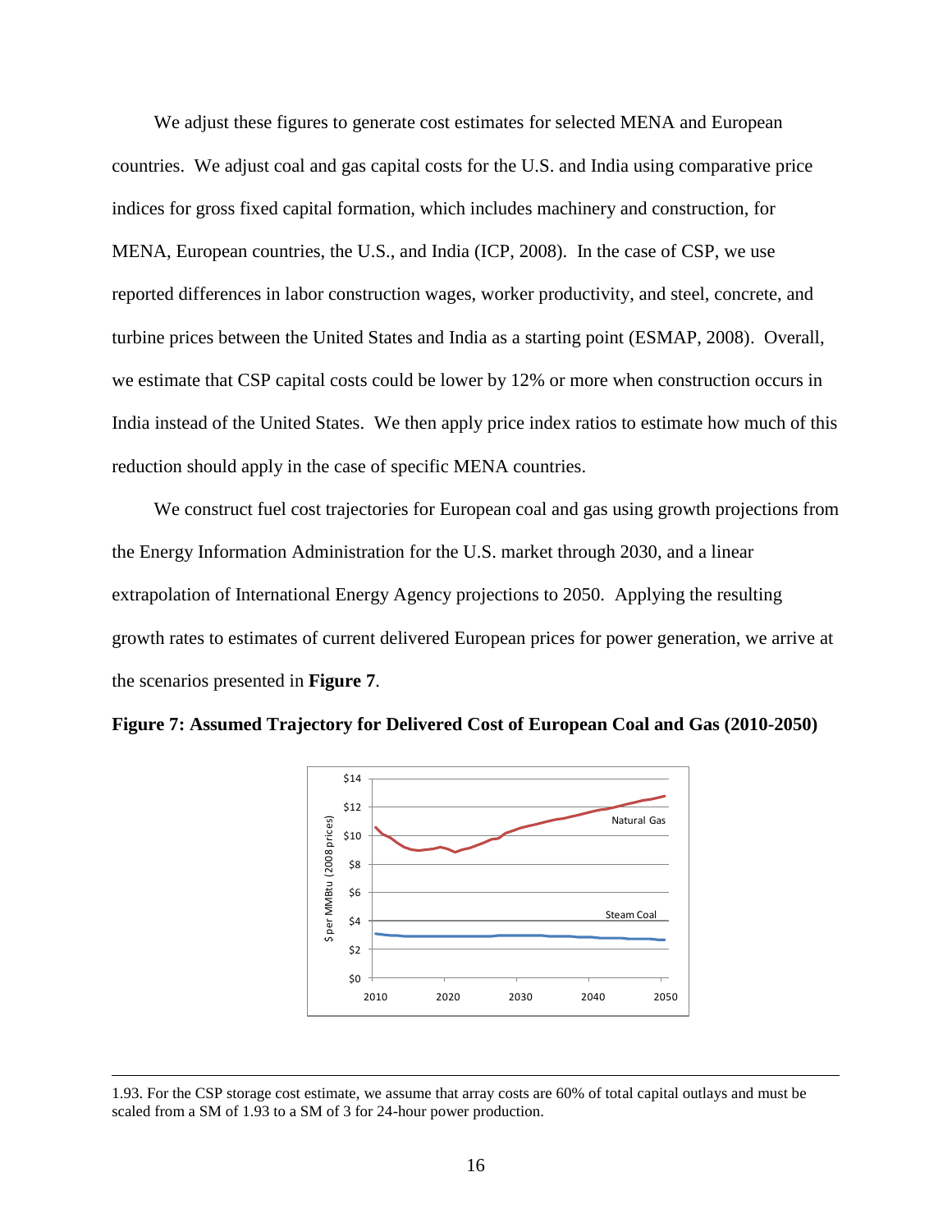We adjust these figures to generate cost estimates for selected MENA and European countries. We adjust coal and gas capital costs for the U.S. and India using comparative price indices for gross fixed capital formation, which includes machinery and construction, for MENA, European countries, the U.S., and India (ICP, 2008). In the case of CSP, we use reported differences in labor construction wages, worker productivity, and steel, concrete, and turbine prices between the United States and India as a starting point (ESMAP, 2008). Overall, we estimate that CSP capital costs could be lower by 12% or more when construction occurs in India instead of the United States. We then apply price index ratios to estimate how much of this reduction should apply in the case of specific MENA countries.

We construct fuel cost trajectories for European coal and gas using growth projections from the Energy Information Administration for the U.S. market through 2030, and a linear extrapolation of International Energy Agency projections to 2050. Applying the resulting growth rates to estimates of current delivered European prices for power generation, we arrive at the scenarios presented in **Figure 7**.

**Figure 7: Assumed Trajectory for Delivered Cost of European Coal and Gas (2010-2050)**

---

1.93. For the CSP storage cost estimate, we assume that array costs are 60% of total capital outlays and must be scaled from a SM of 1.93 to a SM of 3 for 24-hour power production.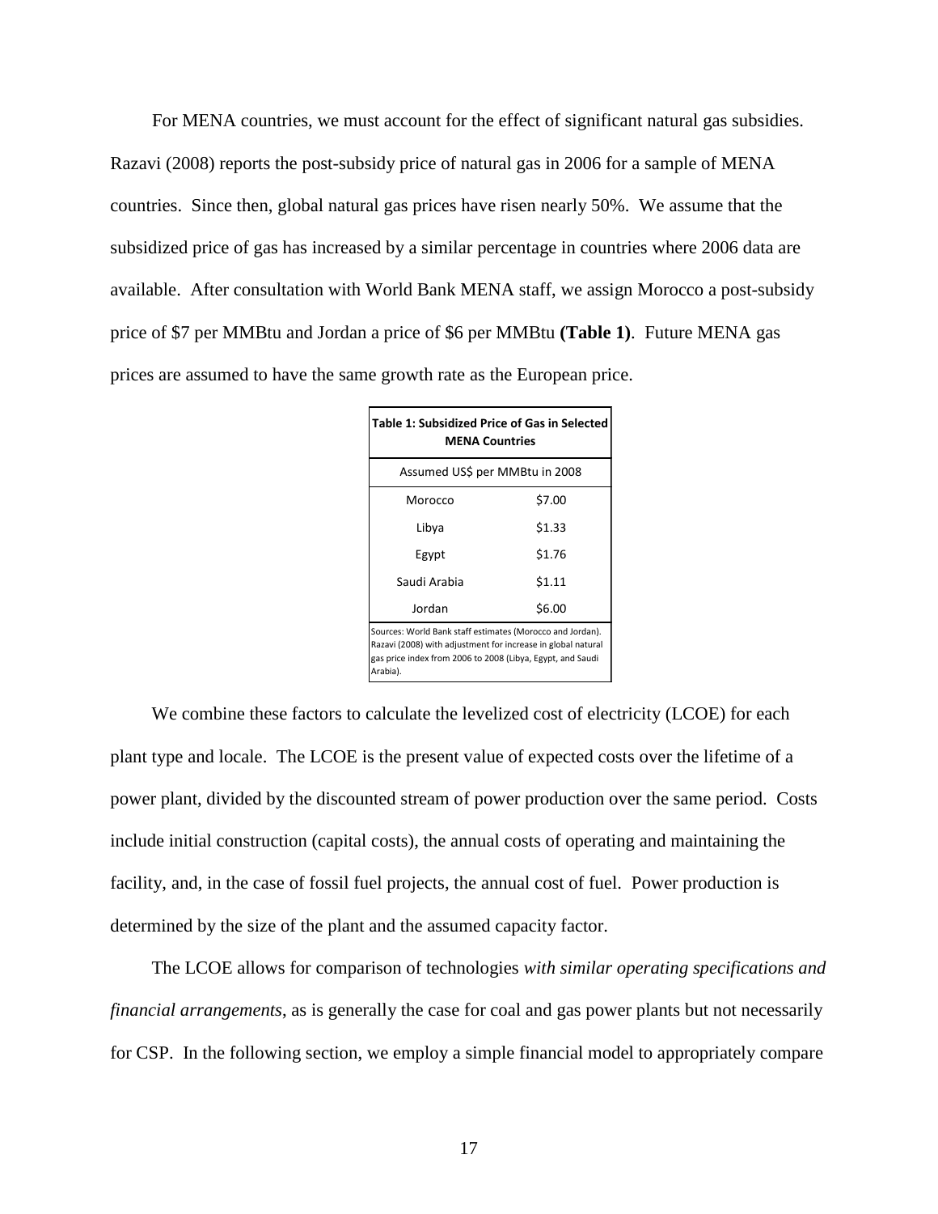For MENA countries, we must account for the effect of significant natural gas subsidies. Razavi (2008) reports the post-subsidy price of natural gas in 2006 for a sample of MENA countries. Since then, global natural gas prices have risen nearly 50%. We assume that the subsidized price of gas has increased by a similar percentage in countries where 2006 data are available. After consultation with World Bank MENA staff, we assign Morocco a post-subsidy price of \$7 per MMBtu and Jordan a price of \$6 per MMBtu **(Table 1)**. Future MENA gas prices are assumed to have the same growth rate as the European price.

**Table 1: Subsidized Price of Gas in Selected MENA Countries**

| Assumed US\$ per MMBtu in 2008 | |
|---|---|
| Morocco | \$7.00 |
| Libya | \$1.33 |
| Egypt | \$1.76 |
| Saudi Arabia | \$1.11 |
| Jordan | \$6.00 |

Sources: World Bank staff estimates (Morocco and Jordan). Razavi (2008) with adjustment for increase in global natural gas price index from 2006 to 2008 (Libya, Egypt, and Saudi Arabia).

We combine these factors to calculate the levelized cost of electricity (LCOE) for each plant type and locale. The LCOE is the present value of expected costs over the lifetime of a power plant, divided by the discounted stream of power production over the same period. Costs include initial construction (capital costs), the annual costs of operating and maintaining the facility, and, in the case of fossil fuel projects, the annual cost of fuel. Power production is determined by the size of the plant and the assumed capacity factor.

The LCOE allows for comparison of technologies *with similar operating specifications and financial arrangements*, as is generally the case for coal and gas power plants but not necessarily for CSP. In the following section, we employ a simple financial model to appropriately compare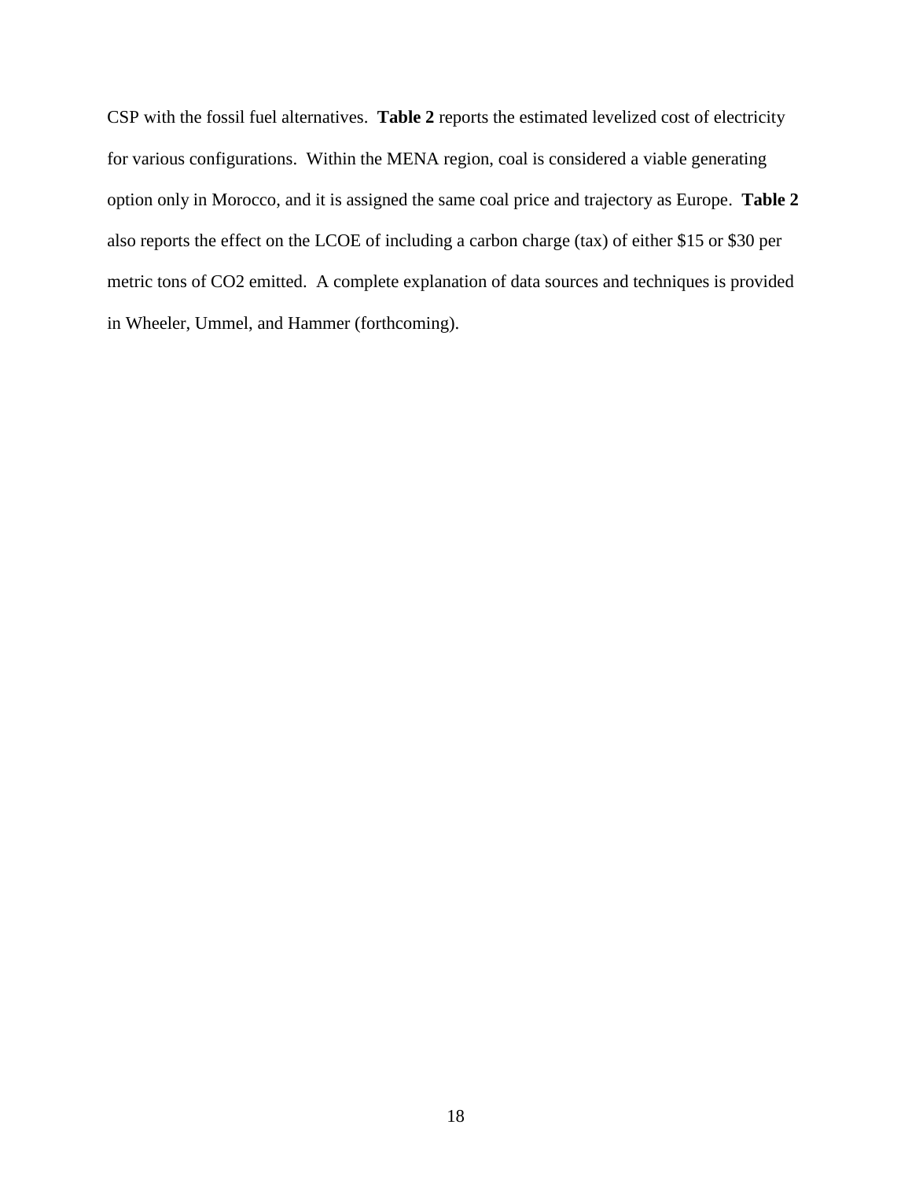CSP with the fossil fuel alternatives. **Table 2** reports the estimated levelized cost of electricity for various configurations. Within the MENA region, coal is considered a viable generating option only in Morocco, and it is assigned the same coal price and trajectory as Europe. **Table 2** also reports the effect on the LCOE of including a carbon charge (tax) of either $15 or $30 per metric tons of $CO_2$ emitted. A complete explanation of data sources and techniques is provided in Wheeler, Ummel, and Hammer (forthcoming).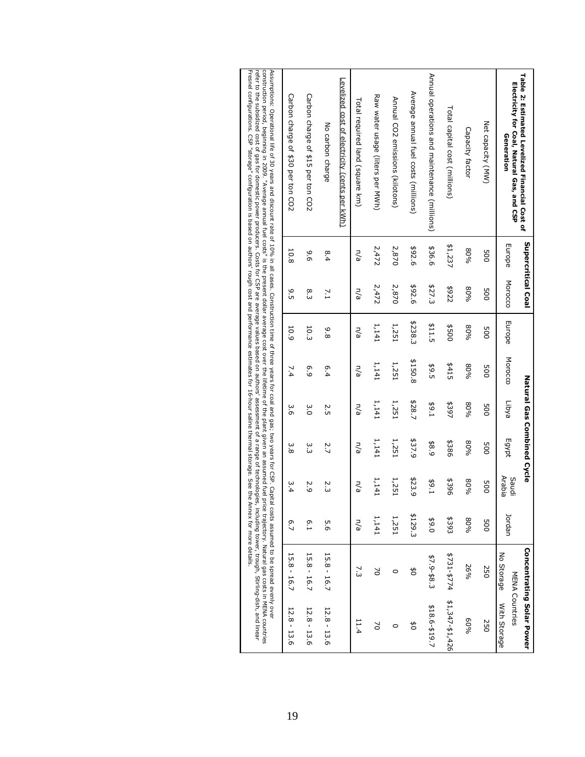| Table 2: Estimated Levelized Financial Cost of Electricity for Coal, Natural Gas, and CSP Generation | Supercritical Coal | | Natural Gas Combined Cycle | | | | | | Concentrating Solar Power | |
|---|---|---|---|---|---|---|---|---|---|---|
| | | | | | | | | | MENA Countries | |
| | Europe | Morocco | Europe | Morocco | Libya | Egypt | Saudi Arabia | Jordan | No Storage | With Storage |
| Net capacity (MW) | 500 | 500 | 500 | 500 | 500 | 500 | 500 | 500 | 250 | 250 |
| Capacity factor | 80% | 80% | 80% | 80% | 80% | 80% | 80% | 80% | 26% | 60% |
| Total capital cost (millions) | $1,237 | $922 | $500 | $415 | $397 | $386 | $396 | $393 | $731-$774 | $1,347-$1,426 |
| Annual operations and maintenance (millions) | $36.6 | $27.3 | $11.5 | $9.5 | $9.1 | $8.9 | $9.1 | $9.0 | $7.9-$8.3 | $18.6-$19.7 |
| Average annual fuel costs (millions) | $92.6 | $92.6 | $238.3 | $150.8 | $28.7 | $37.9 | $23.9 | $129.3 | $0 | $0 |
| Annual CO2 emissions (kilotons) | 2,870 | 2,870 | 1,251 | 1,251 | 1,251 | 1,251 | 1,251 | 1,251 | 0 | 0 |
| Raw water usage (liters per MWh) | 2,472 | 2,472 | 1,141 | 1,141 | 1,141 | 1,141 | 1,141 | 1,141 | 70 | 70 |
| Total required land (square km) | n/a | n/a | n/a | n/a | n/a | n/a | n/a | n/a | 7.3 | 11.4 |
| Levelized cost of electricity (cents per kWh) | | | | | | | | | | |
| No carbon charge | 8.4 | 7.1 | 9.8 | 6.4 | 2.5 | 2.7 | 2.3 | 5.6 | 15.8 - 16.7 | 12.8 - 13.6 |
| Carbon charge of $15 per ton CO2 | 9.6 | 8.3 | 10.3 | 6.9 | 3.0 | 3.3 | 2.9 | 6.1 | 15.8 - 16.7 | 12.8 - 13.6 |
| Carbon charge of $30 per ton CO2 | 10.8 | 9.5 | 10.9 | 7.4 | 3.6 | 3.8 | 3.4 | 6.7 | 15.8 - 16.7 | 12.8 - 13.6 |

Assumptions: Operational life of 30 years and discount rate of 10% in all cases. Construction time of three years for coal and gas; two years for CSP. Capital costs assumed to be spread evenly over construction period, beginning in 2009. "Average annual fuel costs" is the present dollar average cost over the lifetime of the plant given an assumed fuel price trajectory. Natural gas costs in MENA countries refer to the subsidized cost of gas for domestic power producers. Costs for CSP are average values based on authors' assessment of a range of technologies, including tower, trough, Stirling-dish, and linear Fresnel configurations. CSP "storage" configuration is based on authors' rough cost and performance estimates for 16-hour saline thermal storage. See the Annex for more details.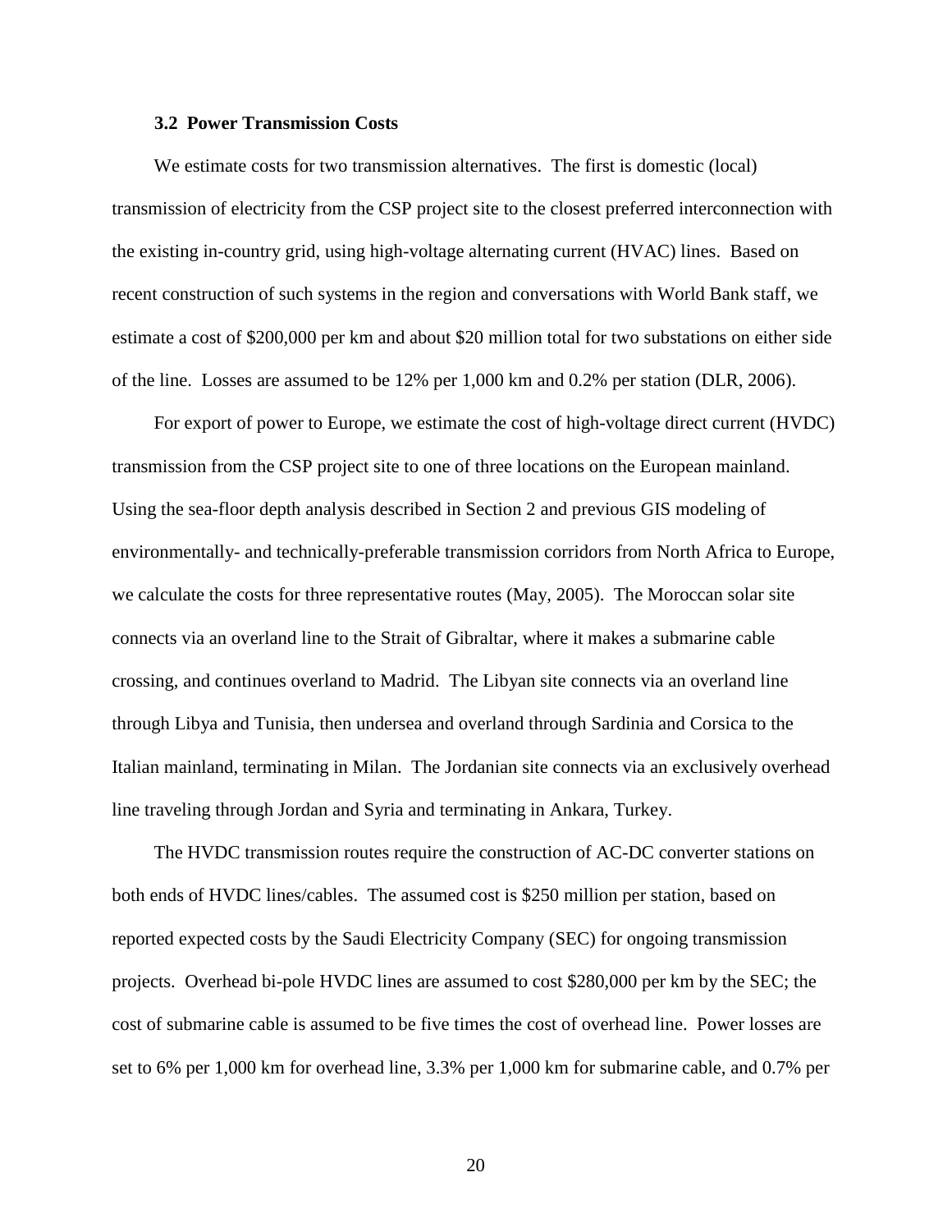### 3.2 Power Transmission Costs

We estimate costs for two transmission alternatives. The first is domestic (local) transmission of electricity from the CSP project site to the closest preferred interconnection with the existing in-country grid, using high-voltage alternating current (HVAC) lines. Based on recent construction of such systems in the region and conversations with World Bank staff, we estimate a cost of $200,000 per km and about $20 million total for two substations on either side of the line. Losses are assumed to be 12% per 1,000 km and 0.2% per station (DLR, 2006).

For export of power to Europe, we estimate the cost of high-voltage direct current (HVDC) transmission from the CSP project site to one of three locations on the European mainland. Using the sea-floor depth analysis described in Section 2 and previous GIS modeling of environmentally- and technically-preferable transmission corridors from North Africa to Europe, we calculate the costs for three representative routes (May, 2005). The Moroccan solar site connects via an overland line to the Strait of Gibraltar, where it makes a submarine cable crossing, and continues overland to Madrid. The Libyan site connects via an overland line through Libya and Tunisia, then undersea and overland through Sardinia and Corsica to the Italian mainland, terminating in Milan. The Jordanian site connects via an exclusively overhead line traveling through Jordan and Syria and terminating in Ankara, Turkey.

The HVDC transmission routes require the construction of AC-DC converter stations on both ends of HVDC lines/cables. The assumed cost is $250 million per station, based on reported expected costs by the Saudi Electricity Company (SEC) for ongoing transmission projects. Overhead bi-pole HVDC lines are assumed to cost $280,000 per km by the SEC; the cost of submarine cable is assumed to be five times the cost of overhead line. Power losses are set to 6% per 1,000 km for overhead line, 3.3% per 1,000 km for submarine cable, and 0.7% per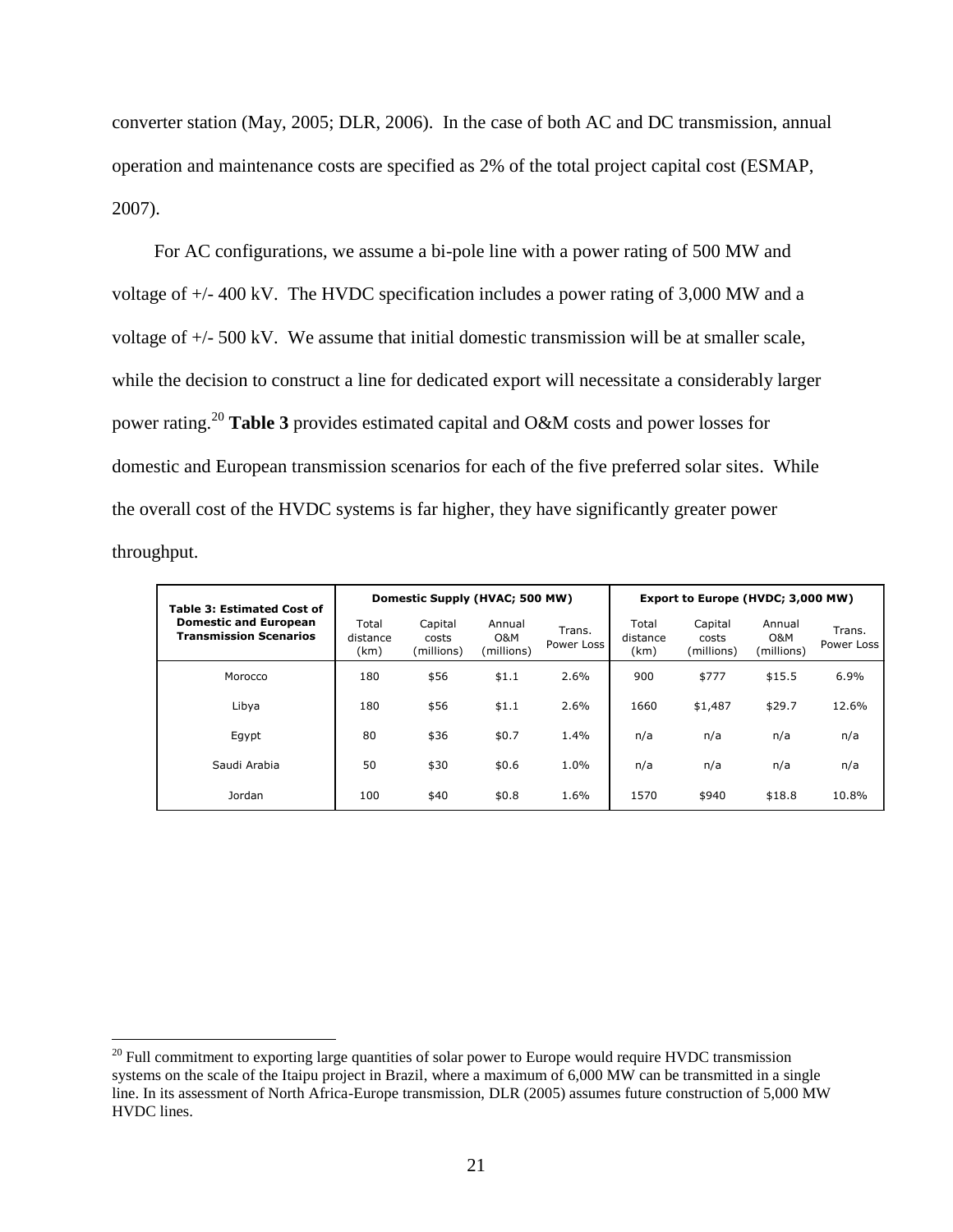converter station (May, 2005; DLR, 2006). In the case of both AC and DC transmission, annual operation and maintenance costs are specified as 2% of the total project capital cost (ESMAP, 2007).

For AC configurations, we assume a bi-pole line with a power rating of 500 MW and voltage of +/- 400 kV. The HVDC specification includes a power rating of 3,000 MW and a voltage of +/- 500 kV. We assume that initial domestic transmission will be at smaller scale, while the decision to construct a line for dedicated export will necessitate a considerably larger power rating.[20] **Table 3** provides estimated capital and O&M costs and power losses for domestic and European transmission scenarios for each of the five preferred solar sites. While the overall cost of the HVDC systems is far higher, they have significantly greater power throughput.

| **Table 3: Estimated Cost of Domestic and European Transmission Scenarios** | **Domestic Supply (HVAC; 500 MW)** | | | | **Export to Europe (HVDC; 3,000 MW)** | | | |
|---|---|---|---|---|---|---|---|---|
| | Total distance (km) | Capital costs (millions) | Annual O&M (millions) | Trans. Power Loss | Total distance (km) | Capital costs (millions) | Annual O&M (millions) | Trans. Power Loss |
| Morocco | 180 | $56 | $1.1 | 2.6% | 900 | $777 | $15.5 | 6.9% |
| Libya | 180 | $56 | $1.1 | 2.6% | 1660 | $1,487 | $29.7 | 12.6% |
| Egypt | 80 | $36 | $0.7 | 1.4% | n/a | n/a | n/a | n/a |
| Saudi Arabia | 50 | $30 | $0.6 | 1.0% | n/a | n/a | n/a | n/a |
| Jordan | 100 | $40 | $0.8 | 1.6% | 1570 | $940 | $18.8 | 10.8% |

[20] Full commitment to exporting large quantities of solar power to Europe would require HVDC transmission systems on the scale of the Itaipu project in Brazil, where a maximum of 6,000 MW can be transmitted in a single line. In its assessment of North Africa-Europe transmission, DLR (2005) assumes future construction of 5,000 MW HVDC lines.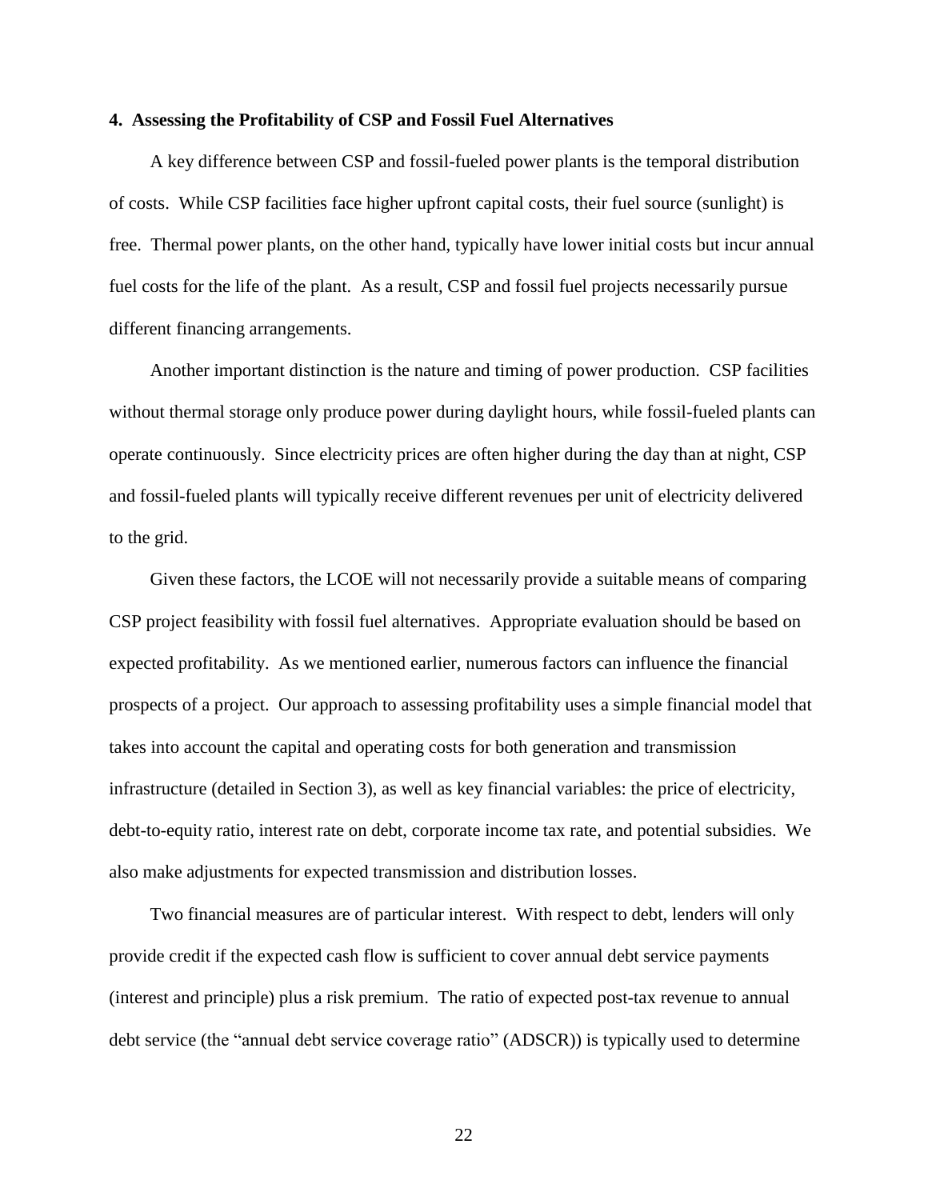### 4. Assessing the Profitability of CSP and Fossil Fuel Alternatives

A key difference between CSP and fossil-fueled power plants is the temporal distribution of costs. While CSP facilities face higher upfront capital costs, their fuel source (sunlight) is free. Thermal power plants, on the other hand, typically have lower initial costs but incur annual fuel costs for the life of the plant. As a result, CSP and fossil fuel projects necessarily pursue different financing arrangements.

Another important distinction is the nature and timing of power production. CSP facilities without thermal storage only produce power during daylight hours, while fossil-fueled plants can operate continuously. Since electricity prices are often higher during the day than at night, CSP and fossil-fueled plants will typically receive different revenues per unit of electricity delivered to the grid.

Given these factors, the LCOE will not necessarily provide a suitable means of comparing CSP project feasibility with fossil fuel alternatives. Appropriate evaluation should be based on expected profitability. As we mentioned earlier, numerous factors can influence the financial prospects of a project. Our approach to assessing profitability uses a simple financial model that takes into account the capital and operating costs for both generation and transmission infrastructure (detailed in Section 3), as well as key financial variables: the price of electricity, debt-to-equity ratio, interest rate on debt, corporate income tax rate, and potential subsidies. We also make adjustments for expected transmission and distribution losses.

Two financial measures are of particular interest. With respect to debt, lenders will only provide credit if the expected cash flow is sufficient to cover annual debt service payments (interest and principle) plus a risk premium. The ratio of expected post-tax revenue to annual debt service (the "annual debt service coverage ratio" (ADSCR)) is typically used to determine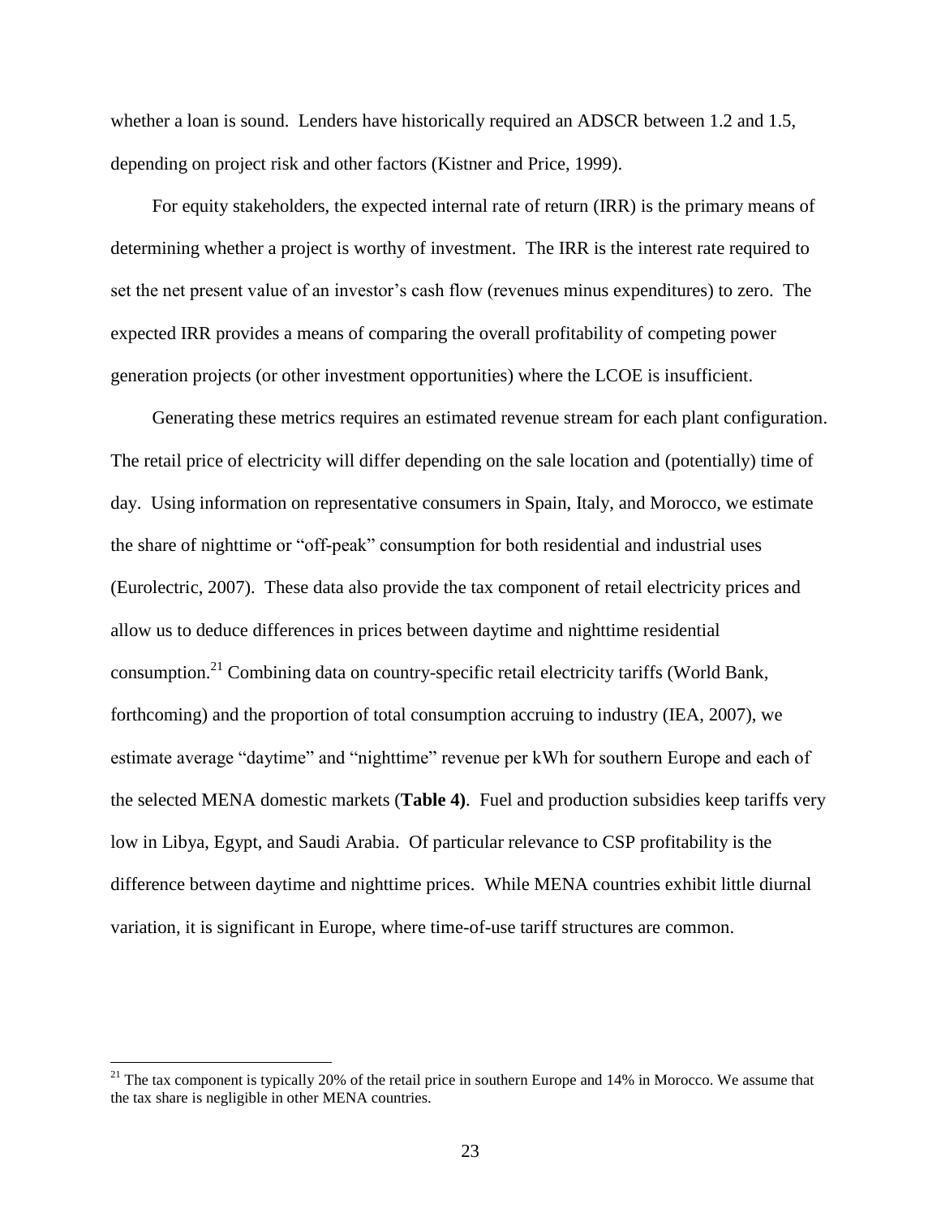whether a loan is sound. Lenders have historically required an ADSCR between 1.2 and 1.5, depending on project risk and other factors (Kistner and Price, 1999).

For equity stakeholders, the expected internal rate of return (IRR) is the primary means of determining whether a project is worthy of investment. The IRR is the interest rate required to set the net present value of an investor's cash flow (revenues minus expenditures) to zero. The expected IRR provides a means of comparing the overall profitability of competing power generation projects (or other investment opportunities) where the LCOE is insufficient.

Generating these metrics requires an estimated revenue stream for each plant configuration. The retail price of electricity will differ depending on the sale location and (potentially) time of day. Using information on representative consumers in Spain, Italy, and Morocco, we estimate the share of nighttime or "off-peak" consumption for both residential and industrial uses (Eurolectric, 2007). These data also provide the tax component of retail electricity prices and allow us to deduce differences in prices between daytime and nighttime residential consumption.[21] Combining data on country-specific retail electricity tariffs (World Bank, forthcoming) and the proportion of total consumption accruing to industry (IEA, 2007), we estimate average "daytime" and "nighttime" revenue per kWh for southern Europe and each of the selected MENA domestic markets (**Table 4)**. Fuel and production subsidies keep tariffs very low in Libya, Egypt, and Saudi Arabia. Of particular relevance to CSP profitability is the difference between daytime and nighttime prices. While MENA countries exhibit little diurnal variation, it is significant in Europe, where time-of-use tariff structures are common.

[21] The tax component is typically 20% of the retail price in southern Europe and 14% in Morocco. We assume that the tax share is negligible in other MENA countries.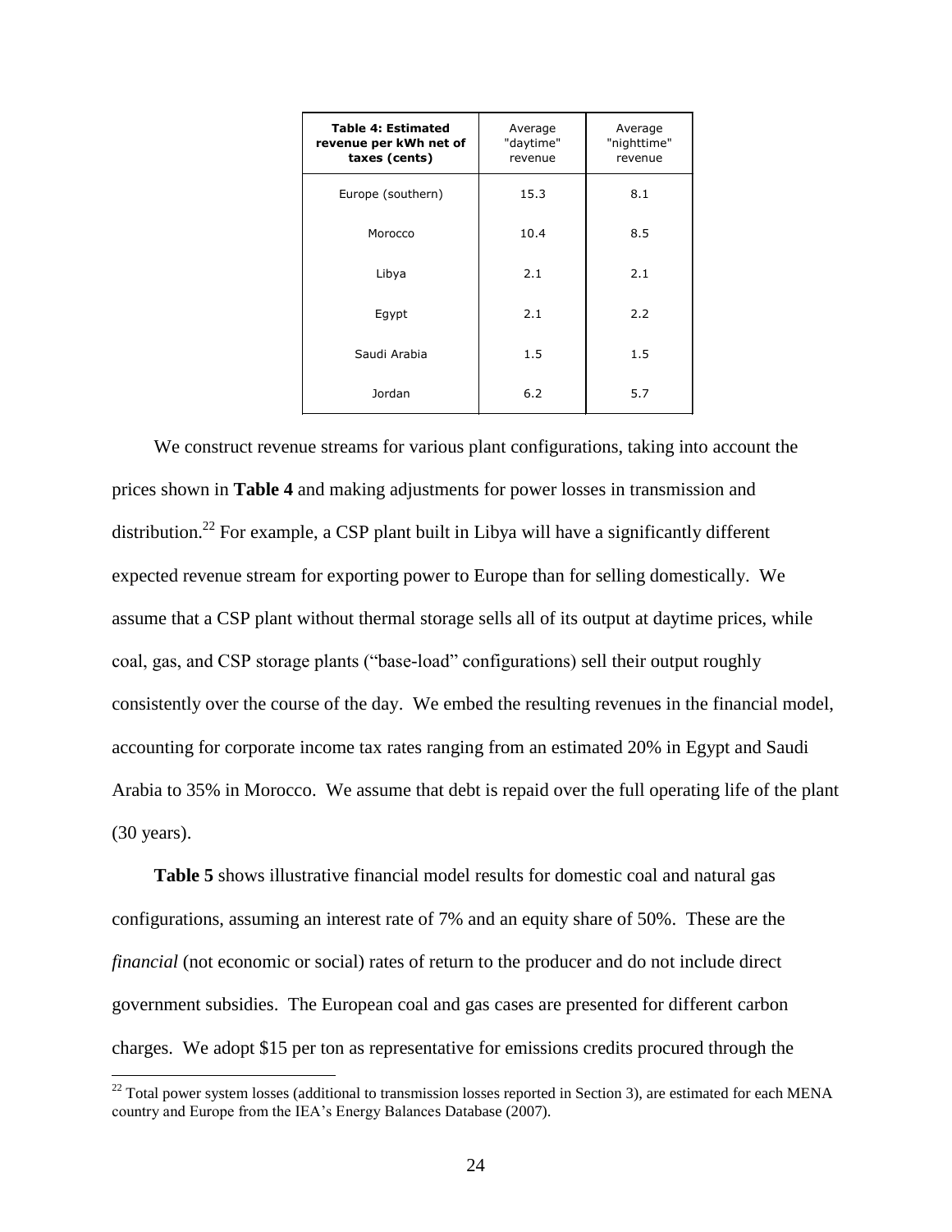| **Table 4: Estimated revenue per kWh net of taxes (cents)** | Average "daytime" revenue | Average "nighttime" revenue |
|---|---|---|
| Europe (southern) | 15.3 | 8.1 |
| Morocco | 10.4 | 8.5 |
| Libya | 2.1 | 2.1 |
| Egypt | 2.1 | 2.2 |
| Saudi Arabia | 1.5 | 1.5 |
| Jordan | 6.2 | 5.7 |

We construct revenue streams for various plant configurations, taking into account the prices shown in **Table 4** and making adjustments for power losses in transmission and distribution.[22] For example, a CSP plant built in Libya will have a significantly different expected revenue stream for exporting power to Europe than for selling domestically. We assume that a CSP plant without thermal storage sells all of its output at daytime prices, while coal, gas, and CSP storage plants ("base-load" configurations) sell their output roughly consistently over the course of the day. We embed the resulting revenues in the financial model, accounting for corporate income tax rates ranging from an estimated 20% in Egypt and Saudi Arabia to 35% in Morocco. We assume that debt is repaid over the full operating life of the plant (30 years).

**Table 5** shows illustrative financial model results for domestic coal and natural gas configurations, assuming an interest rate of 7% and an equity share of 50%. These are the *financial* (not economic or social) rates of return to the producer and do not include direct government subsidies. The European coal and gas cases are presented for different carbon charges. We adopt \$15 per ton as representative for emissions credits procured through the

[22] Total power system losses (additional to transmission losses reported in Section 3), are estimated for each MENA country and Europe from the IEA's Energy Balances Database (2007).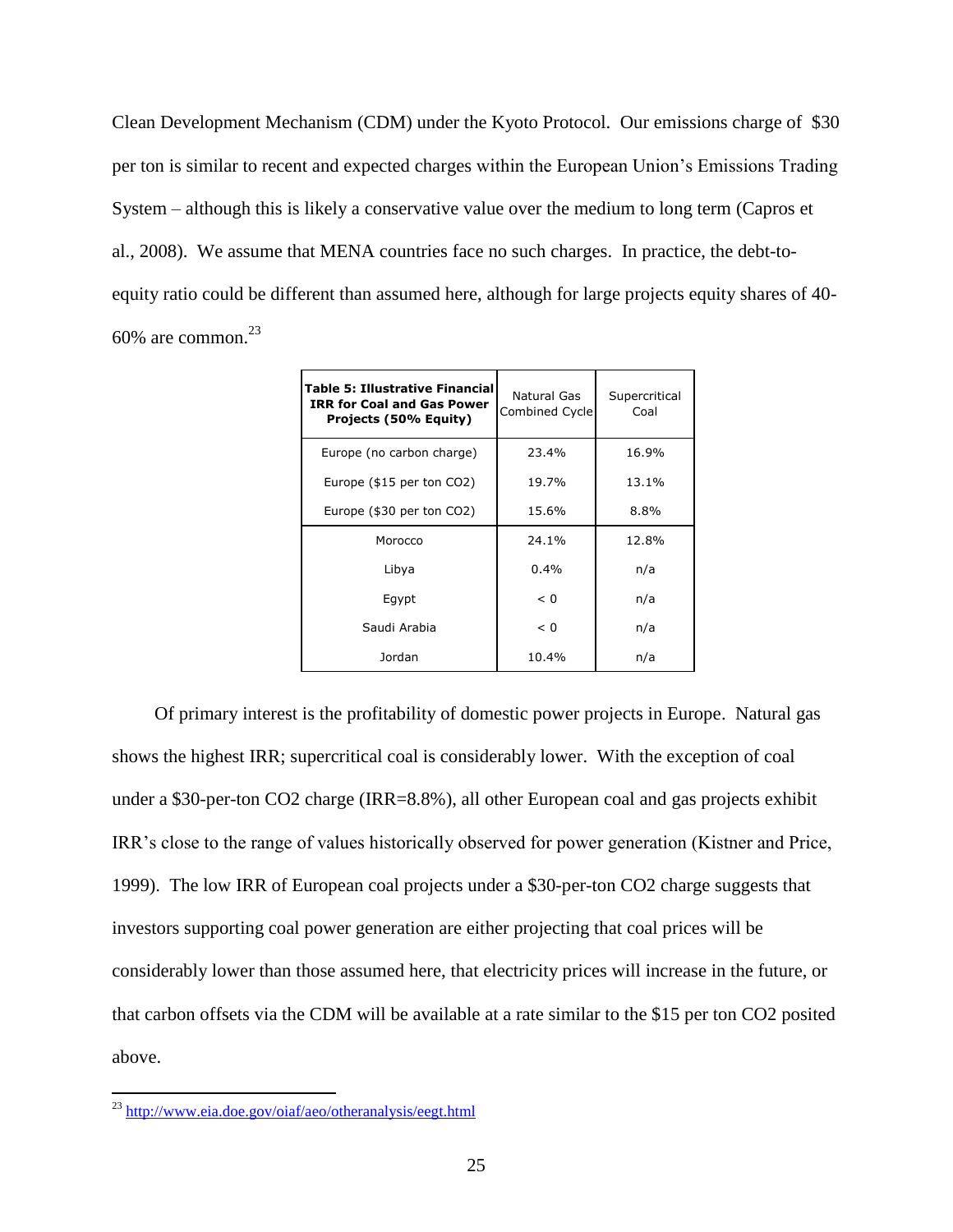Clean Development Mechanism (CDM) under the Kyoto Protocol. Our emissions charge of $30 per ton is similar to recent and expected charges within the European Union's Emissions Trading System – although this is likely a conservative value over the medium to long term (Capros et al., 2008). We assume that MENA countries face no such charges. In practice, the debt-to-equity ratio could be different than assumed here, although for large projects equity shares of 40-60% are common.[23]

| **Table 5: Illustrative Financial IRR for Coal and Gas Power Projects (50% Equity)** | Natural Gas Combined Cycle | Supercritical Coal |
|---|---|---|
| Europe (no carbon charge) | 23.4% | 16.9% |
| Europe ($15 per ton CO2) | 19.7% | 13.1% |
| Europe ($30 per ton CO2) | 15.6% | 8.8% |
| Morocco | 24.1% | 12.8% |
| Libya | 0.4% | n/a |
| Egypt | < 0 | n/a |
| Saudi Arabia | < 0 | n/a |
| Jordan | 10.4% | n/a |

Of primary interest is the profitability of domestic power projects in Europe. Natural gas shows the highest IRR; supercritical coal is considerably lower. With the exception of coal under a $30-per-ton CO2 charge (IRR=8.8%), all other European coal and gas projects exhibit IRR's close to the range of values historically observed for power generation (Kistner and Price, 1999). The low IRR of European coal projects under a $30-per-ton CO2 charge suggests that investors supporting coal power generation are either projecting that coal prices will be considerably lower than those assumed here, that electricity prices will increase in the future, or that carbon offsets via the CDM will be available at a rate similar to the $15 per ton CO2 posited above.

[23] http://www.eia.doe.gov/oiaf/aeo/otheranalysis/eegt.html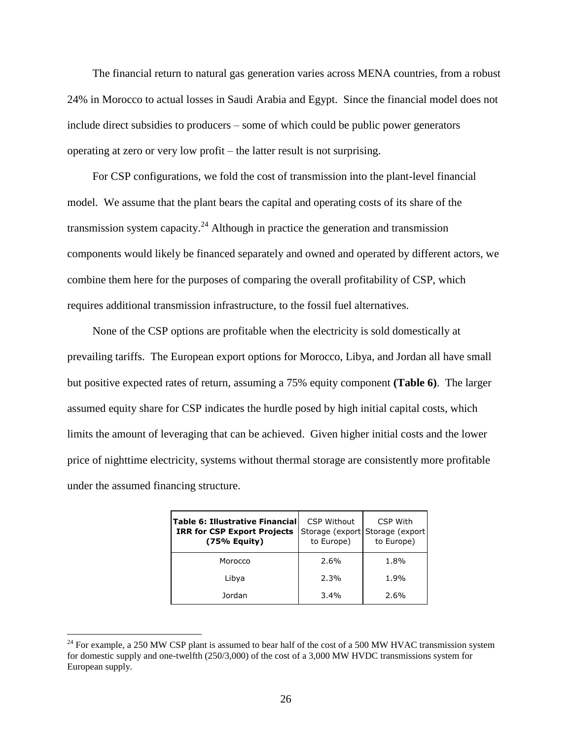The financial return to natural gas generation varies across MENA countries, from a robust 24% in Morocco to actual losses in Saudi Arabia and Egypt. Since the financial model does not include direct subsidies to producers – some of which could be public power generators operating at zero or very low profit – the latter result is not surprising.

For CSP configurations, we fold the cost of transmission into the plant-level financial model. We assume that the plant bears the capital and operating costs of its share of the transmission system capacity.[24] Although in practice the generation and transmission components would likely be financed separately and owned and operated by different actors, we combine them here for the purposes of comparing the overall profitability of CSP, which requires additional transmission infrastructure, to the fossil fuel alternatives.

None of the CSP options are profitable when the electricity is sold domestically at prevailing tariffs. The European export options for Morocco, Libya, and Jordan all have small but positive expected rates of return, assuming a 75% equity component **(Table 6)**. The larger assumed equity share for CSP indicates the hurdle posed by high initial capital costs, which limits the amount of leveraging that can be achieved. Given higher initial costs and the lower price of nighttime electricity, systems without thermal storage are consistently more profitable under the assumed financing structure.

| **Table 6: Illustrative Financial IRR for CSP Export Projects (75% Equity)** | CSP Without Storage (export to Europe) | CSP With Storage (export to Europe) |
|---|---|---|
| Morocco | 2.6% | 1.8% |
| Libya | 2.3% | 1.9% |
| Jordan | 3.4% | 2.6% |

[24] For example, a 250 MW CSP plant is assumed to bear half of the cost of a 500 MW HVAC transmission system for domestic supply and one-twelfth (250/3,000) of the cost of a 3,000 MW HVDC transmissions system for European supply.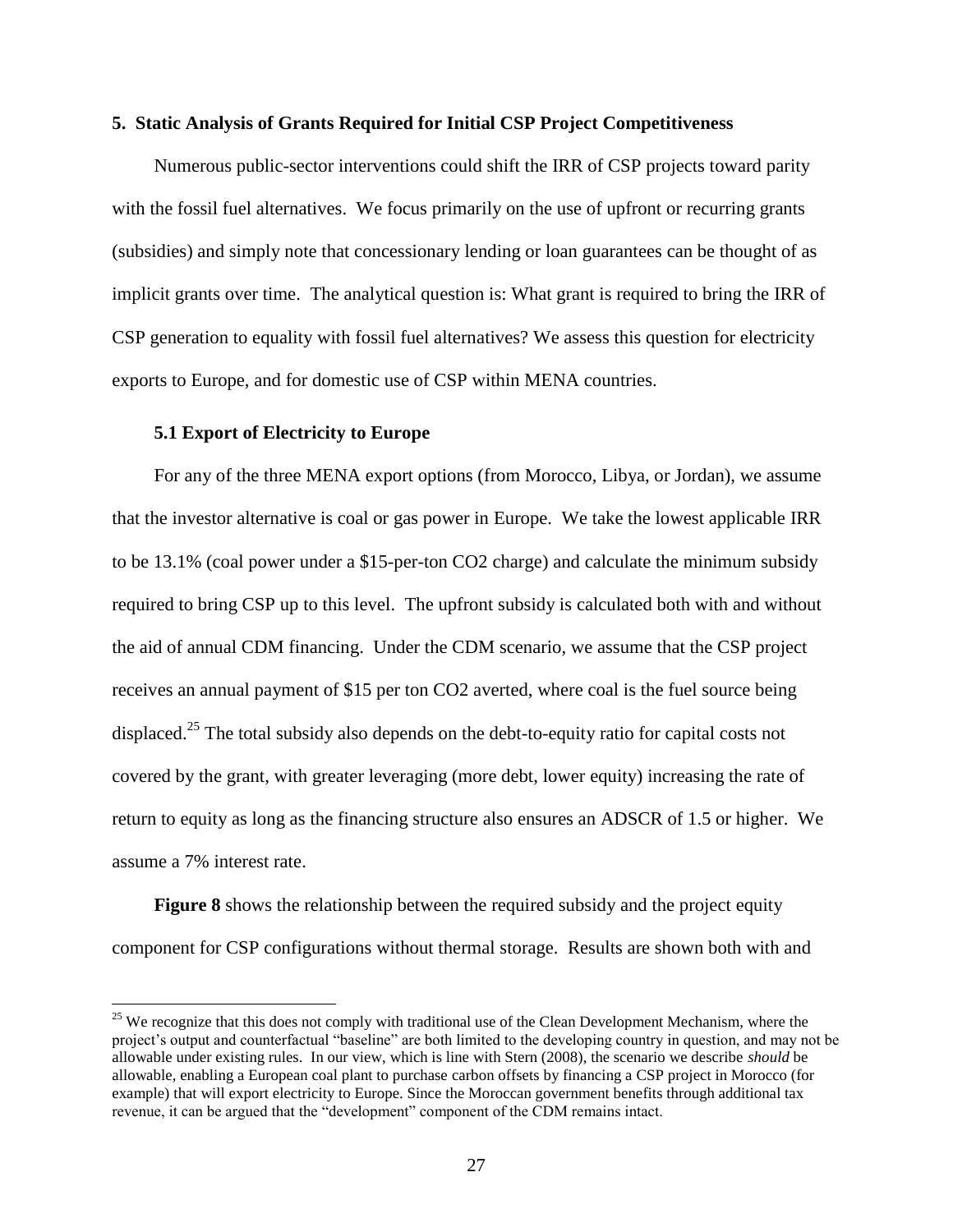## 5. Static Analysis of Grants Required for Initial CSP Project Competitiveness

Numerous public-sector interventions could shift the IRR of CSP projects toward parity with the fossil fuel alternatives. We focus primarily on the use of upfront or recurring grants (subsidies) and simply note that concessionary lending or loan guarantees can be thought of as implicit grants over time. The analytical question is: What grant is required to bring the IRR of CSP generation to equality with fossil fuel alternatives? We assess this question for electricity exports to Europe, and for domestic use of CSP within MENA countries.

### 5.1 Export of Electricity to Europe

For any of the three MENA export options (from Morocco, Libya, or Jordan), we assume that the investor alternative is coal or gas power in Europe. We take the lowest applicable IRR to be 13.1% (coal power under a \$15-per-ton CO2 charge) and calculate the minimum subsidy required to bring CSP up to this level. The upfront subsidy is calculated both with and without the aid of annual CDM financing. Under the CDM scenario, we assume that the CSP project receives an annual payment of \$15 per ton CO2 averted, where coal is the fuel source being displaced.[25] The total subsidy also depends on the debt-to-equity ratio for capital costs not covered by the grant, with greater leveraging (more debt, lower equity) increasing the rate of return to equity as long as the financing structure also ensures an ADSCR of 1.5 or higher. We assume a 7% interest rate.

**Figure 8** shows the relationship between the required subsidy and the project equity component for CSP configurations without thermal storage. Results are shown both with and

[25] We recognize that this does not comply with traditional use of the Clean Development Mechanism, where the project's output and counterfactual "baseline" are both limited to the developing country in question, and may not be allowable under existing rules. In our view, which is line with Stern (2008), the scenario we describe *should* be allowable, enabling a European coal plant to purchase carbon offsets by financing a CSP project in Morocco (for example) that will export electricity to Europe. Since the Moroccan government benefits through additional tax revenue, it can be argued that the "development" component of the CDM remains intact.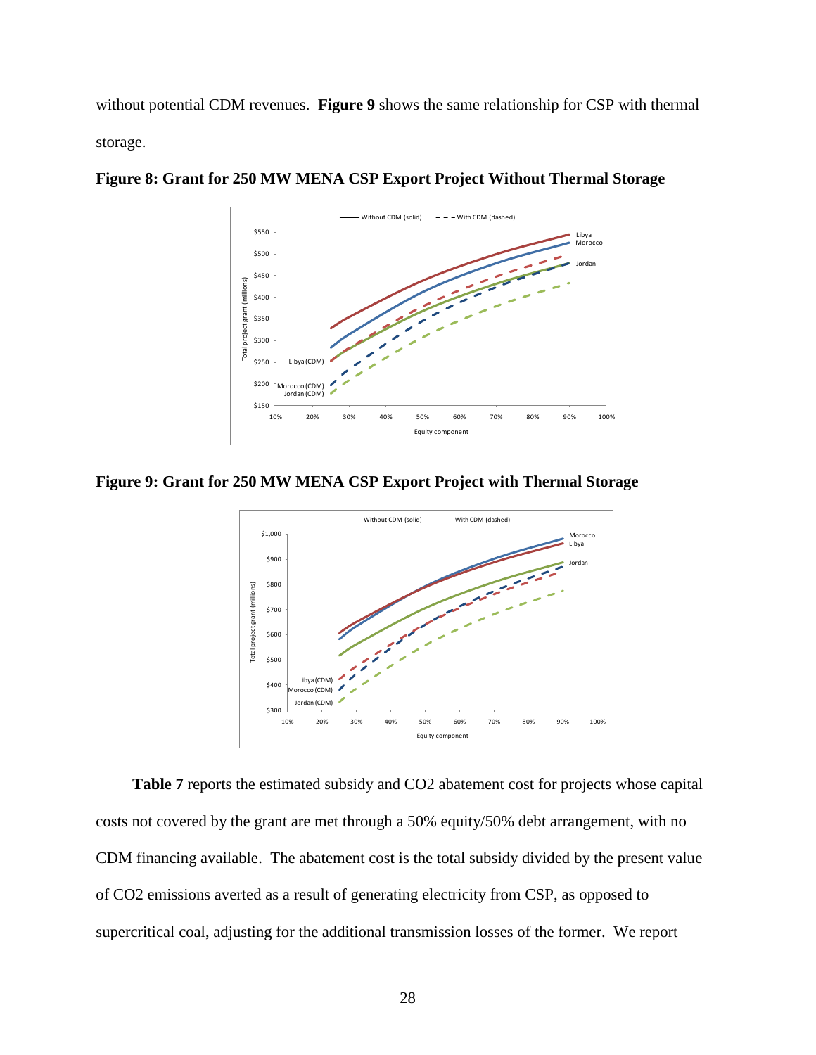without potential CDM revenues. **Figure 9** shows the same relationship for CSP with thermal storage.

**Figure 8: Grant for 250 MW MENA CSP Export Project Without Thermal Storage**

**Figure 9: Grant for 250 MW MENA CSP Export Project with Thermal Storage**

**Table 7** reports the estimated subsidy and CO2 abatement cost for projects whose capital costs not covered by the grant are met through a 50% equity/50% debt arrangement, with no CDM financing available. The abatement cost is the total subsidy divided by the present value of CO2 emissions averted as a result of generating electricity from CSP, as opposed to supercritical coal, adjusting for the additional transmission losses of the former. We report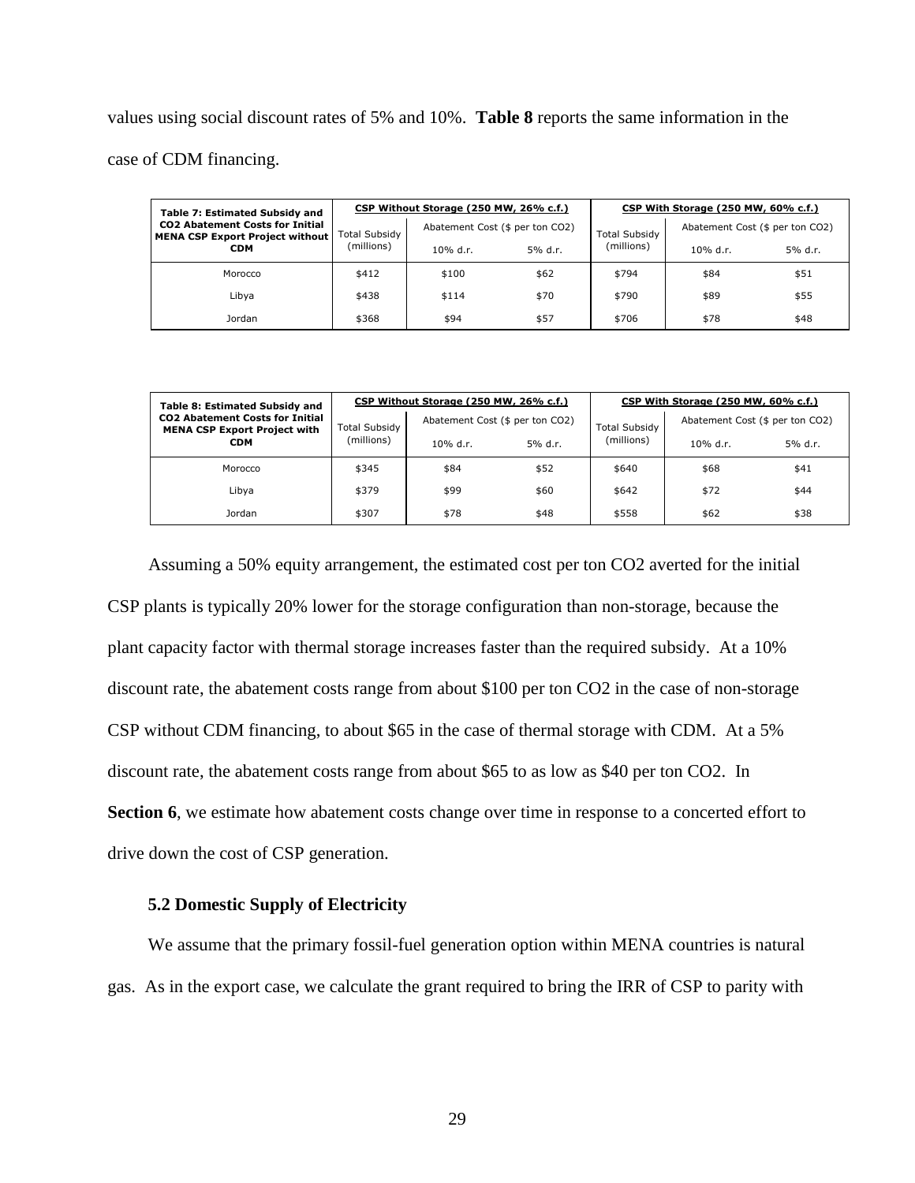values using social discount rates of 5% and 10%. **Table 8** reports the same information in the case of CDM financing.

| **Table 7: Estimated Subsidy and CO2 Abatement Costs for Initial MENA CSP Export Project without CDM** | **CSP Without Storage (250 MW, 26% c.f.)** | | | **CSP With Storage (250 MW, 60% c.f.)** | | |
|---|---|---|---|---|---|---|
| | Total Subsidy (millions) | Abatement Cost ($ per ton CO2) | | Total Subsidy (millions) | Abatement Cost ($ per ton CO2) | |
| | | 10% d.r. | 5% d.r. | | 10% d.r. | 5% d.r. |
| Morocco | $412 | $100 | $62 | $794 | $84 | $51 |
| Libya | $438 | $114 | $70 | $790 | $89 | $55 |
| Jordan | $368 | $94 | $57 | $706 | $78 | $48 |

| **Table 8: Estimated Subsidy and CO2 Abatement Costs for Initial MENA CSP Export Project with CDM** | **CSP Without Storage (250 MW, 26% c.f.)** | | | **CSP With Storage (250 MW, 60% c.f.)** | | |
|---|---|---|---|---|---|---|
| | Total Subsidy (millions) | Abatement Cost ($ per ton CO2) | | Total Subsidy (millions) | Abatement Cost ($ per ton CO2) | |
| | | 10% d.r. | 5% d.r. | | 10% d.r. | 5% d.r. |
| Morocco | $345 | $84 | $52 | $640 | $68 | $41 |
| Libya | $379 | $99 | $60 | $642 | $72 | $44 |
| Jordan | $307 | $78 | $48 | $558 | $62 | $38 |

Assuming a 50% equity arrangement, the estimated cost per ton CO2 averted for the initial CSP plants is typically 20% lower for the storage configuration than non-storage, because the plant capacity factor with thermal storage increases faster than the required subsidy. At a 10% discount rate, the abatement costs range from about $100 per ton CO2 in the case of non-storage CSP without CDM financing, to about $65 in the case of thermal storage with CDM. At a 5% discount rate, the abatement costs range from about $65 to as low as $40 per ton CO2. In **Section 6**, we estimate how abatement costs change over time in response to a concerted effort to drive down the cost of CSP generation.

### 5.2 Domestic Supply of Electricity

We assume that the primary fossil-fuel generation option within MENA countries is natural gas. As in the export case, we calculate the grant required to bring the IRR of CSP to parity with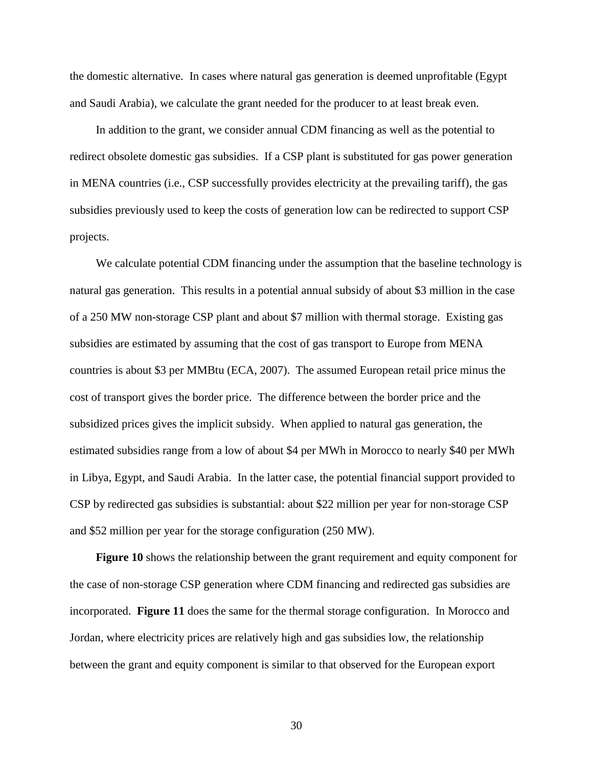the domestic alternative. In cases where natural gas generation is deemed unprofitable (Egypt and Saudi Arabia), we calculate the grant needed for the producer to at least break even.

In addition to the grant, we consider annual CDM financing as well as the potential to redirect obsolete domestic gas subsidies. If a CSP plant is substituted for gas power generation in MENA countries (i.e., CSP successfully provides electricity at the prevailing tariff), the gas subsidies previously used to keep the costs of generation low can be redirected to support CSP projects.

We calculate potential CDM financing under the assumption that the baseline technology is natural gas generation. This results in a potential annual subsidy of about $3 million in the case of a 250 MW non-storage CSP plant and about $7 million with thermal storage. Existing gas subsidies are estimated by assuming that the cost of gas transport to Europe from MENA countries is about $3 per MMBtu (ECA, 2007). The assumed European retail price minus the cost of transport gives the border price. The difference between the border price and the subsidized prices gives the implicit subsidy. When applied to natural gas generation, the estimated subsidies range from a low of about $4 per MWh in Morocco to nearly $40 per MWh in Libya, Egypt, and Saudi Arabia. In the latter case, the potential financial support provided to CSP by redirected gas subsidies is substantial: about $22 million per year for non-storage CSP and $52 million per year for the storage configuration (250 MW).

**Figure 10** shows the relationship between the grant requirement and equity component for the case of non-storage CSP generation where CDM financing and redirected gas subsidies are incorporated. **Figure 11** does the same for the thermal storage configuration. In Morocco and Jordan, where electricity prices are relatively high and gas subsidies low, the relationship between the grant and equity component is similar to that observed for the European export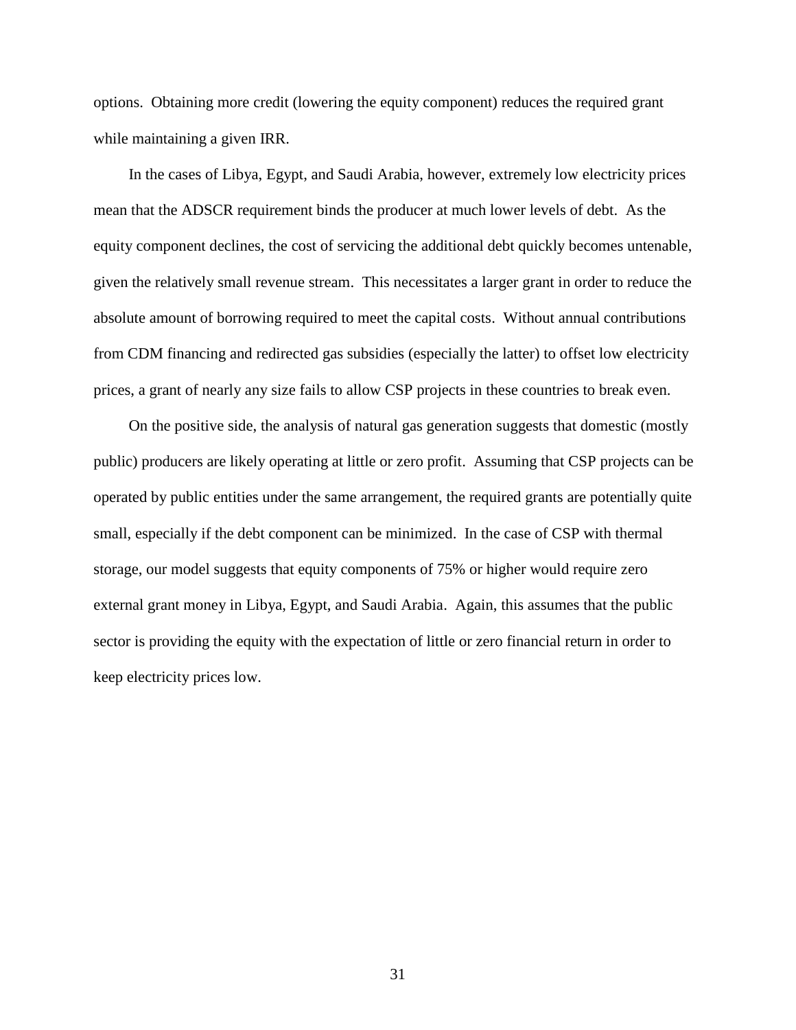options. Obtaining more credit (lowering the equity component) reduces the required grant while maintaining a given IRR.

In the cases of Libya, Egypt, and Saudi Arabia, however, extremely low electricity prices mean that the ADSCR requirement binds the producer at much lower levels of debt. As the equity component declines, the cost of servicing the additional debt quickly becomes untenable, given the relatively small revenue stream. This necessitates a larger grant in order to reduce the absolute amount of borrowing required to meet the capital costs. Without annual contributions from CDM financing and redirected gas subsidies (especially the latter) to offset low electricity prices, a grant of nearly any size fails to allow CSP projects in these countries to break even.

On the positive side, the analysis of natural gas generation suggests that domestic (mostly public) producers are likely operating at little or zero profit. Assuming that CSP projects can be operated by public entities under the same arrangement, the required grants are potentially quite small, especially if the debt component can be minimized. In the case of CSP with thermal storage, our model suggests that equity components of 75% or higher would require zero external grant money in Libya, Egypt, and Saudi Arabia. Again, this assumes that the public sector is providing the equity with the expectation of little or zero financial return in order to keep electricity prices low.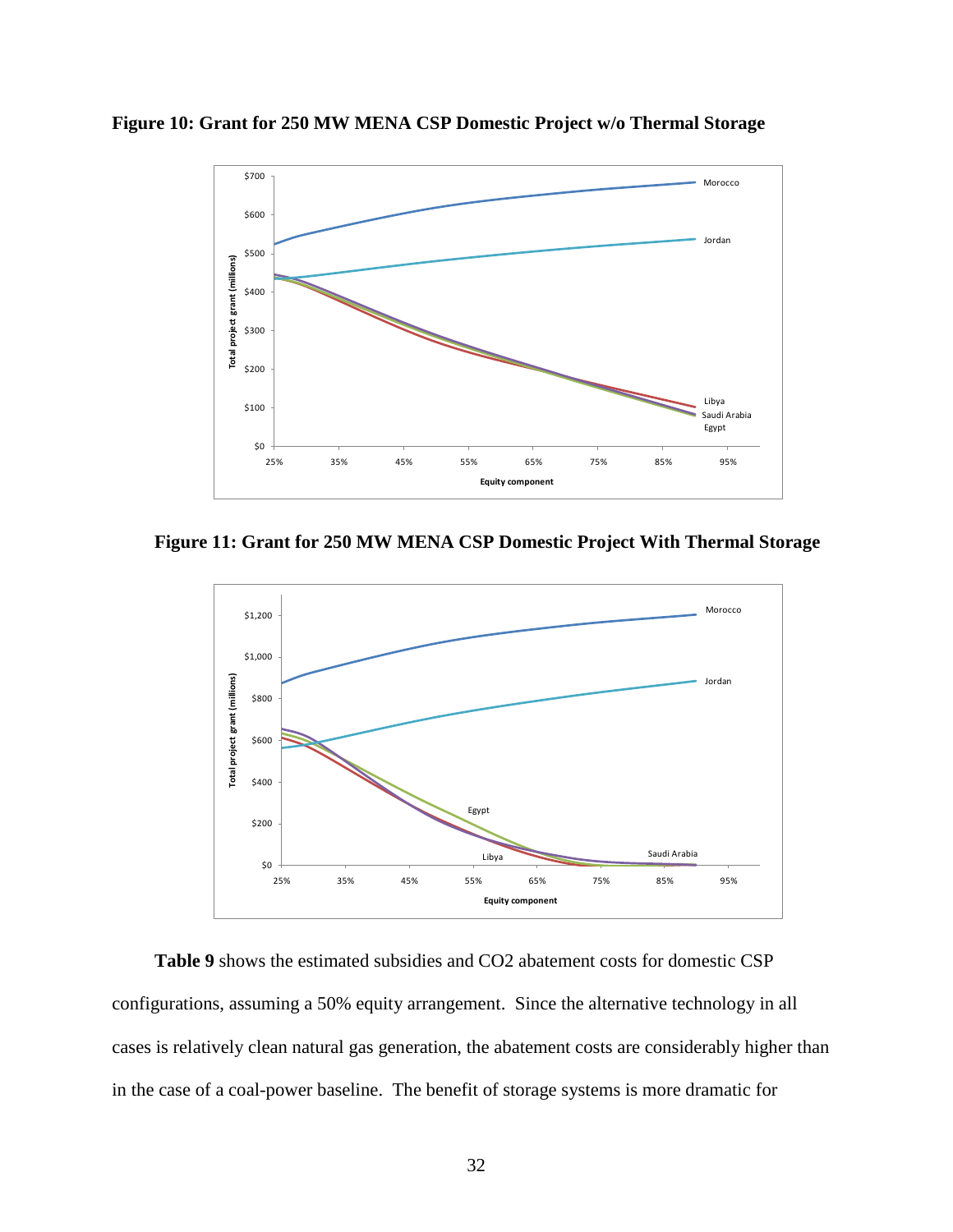**Figure 10: Grant for 250 MW MENA CSP Domestic Project w/o Thermal Storage**

**Figure 11: Grant for 250 MW MENA CSP Domestic Project With Thermal Storage**

**Table 9** shows the estimated subsidies and CO2 abatement costs for domestic CSP configurations, assuming a 50% equity arrangement. Since the alternative technology in all cases is relatively clean natural gas generation, the abatement costs are considerably higher than in the case of a coal-power baseline. The benefit of storage systems is more dramatic for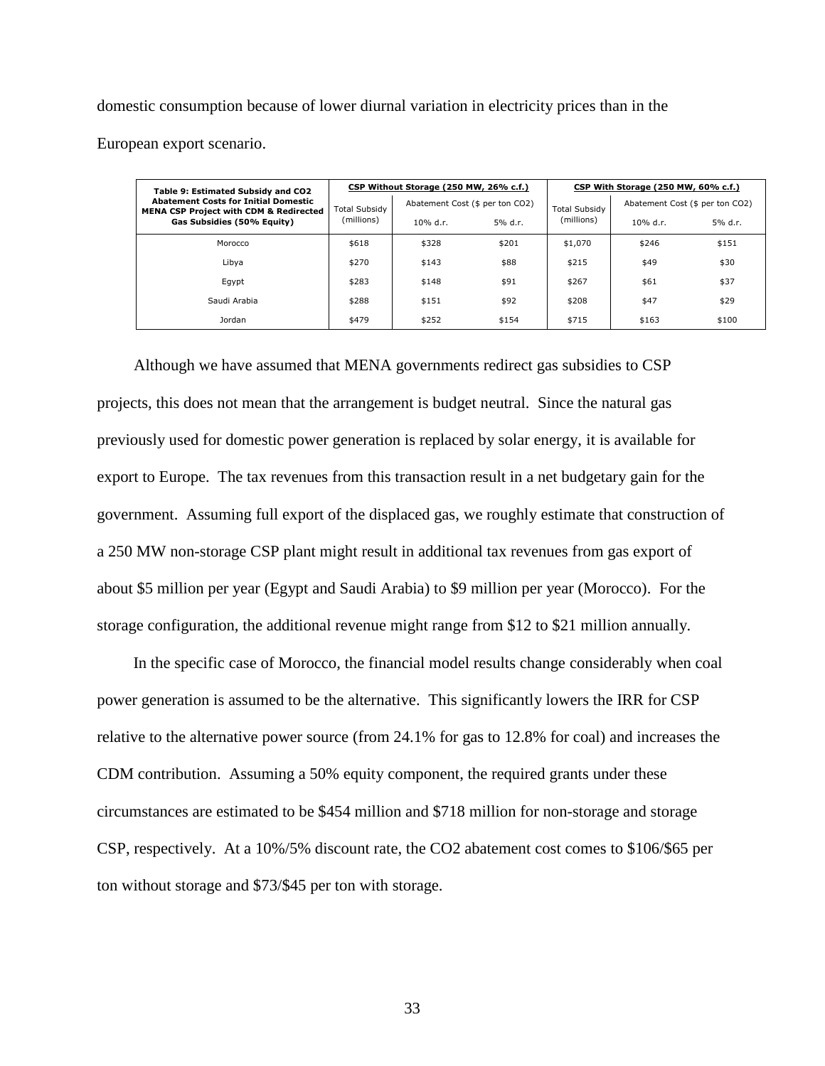domestic consumption because of lower diurnal variation in electricity prices than in the European export scenario.

| **Table 9: Estimated Subsidy and CO2 Abatement Costs for Initial Domestic MENA CSP Project with CDM & Redirected Gas Subsidies (50% Equity)** | **CSP Without Storage (250 MW, 26% c.f.)** | | | **CSP With Storage (250 MW, 60% c.f.)** | | |
|---|---|---|---|---|---|---|
| | Total Subsidy (millions) | Abatement Cost ($ per ton CO2) | | Total Subsidy (millions) | Abatement Cost ($ per ton CO2) | |
| | | 10% d.r. | 5% d.r. | | 10% d.r. | 5% d.r. |
| Morocco | $618 | $328 | $201 | $1,070 | $246 | $151 |
| Libya | $270 | $143 | $88 | $215 | $49 | $30 |
| Egypt | $283 | $148 | $91 | $267 | $61 | $37 |
| Saudi Arabia | $288 | $151 | $92 | $208 | $47 | $29 |
| Jordan | $479 | $252 | $154 | $715 | $163 | $100 |

Although we have assumed that MENA governments redirect gas subsidies to CSP projects, this does not mean that the arrangement is budget neutral. Since the natural gas previously used for domestic power generation is replaced by solar energy, it is available for export to Europe. The tax revenues from this transaction result in a net budgetary gain for the government. Assuming full export of the displaced gas, we roughly estimate that construction of a 250 MW non-storage CSP plant might result in additional tax revenues from gas export of about $5 million per year (Egypt and Saudi Arabia) to $9 million per year (Morocco). For the storage configuration, the additional revenue might range from $12 to $21 million annually.

In the specific case of Morocco, the financial model results change considerably when coal power generation is assumed to be the alternative. This significantly lowers the IRR for CSP relative to the alternative power source (from 24.1% for gas to 12.8% for coal) and increases the CDM contribution. Assuming a 50% equity component, the required grants under these circumstances are estimated to be $454 million and $718 million for non-storage and storage CSP, respectively. At a 10%/5% discount rate, the CO2 abatement cost comes to $106/$65 per ton without storage and $73/$45 per ton with storage.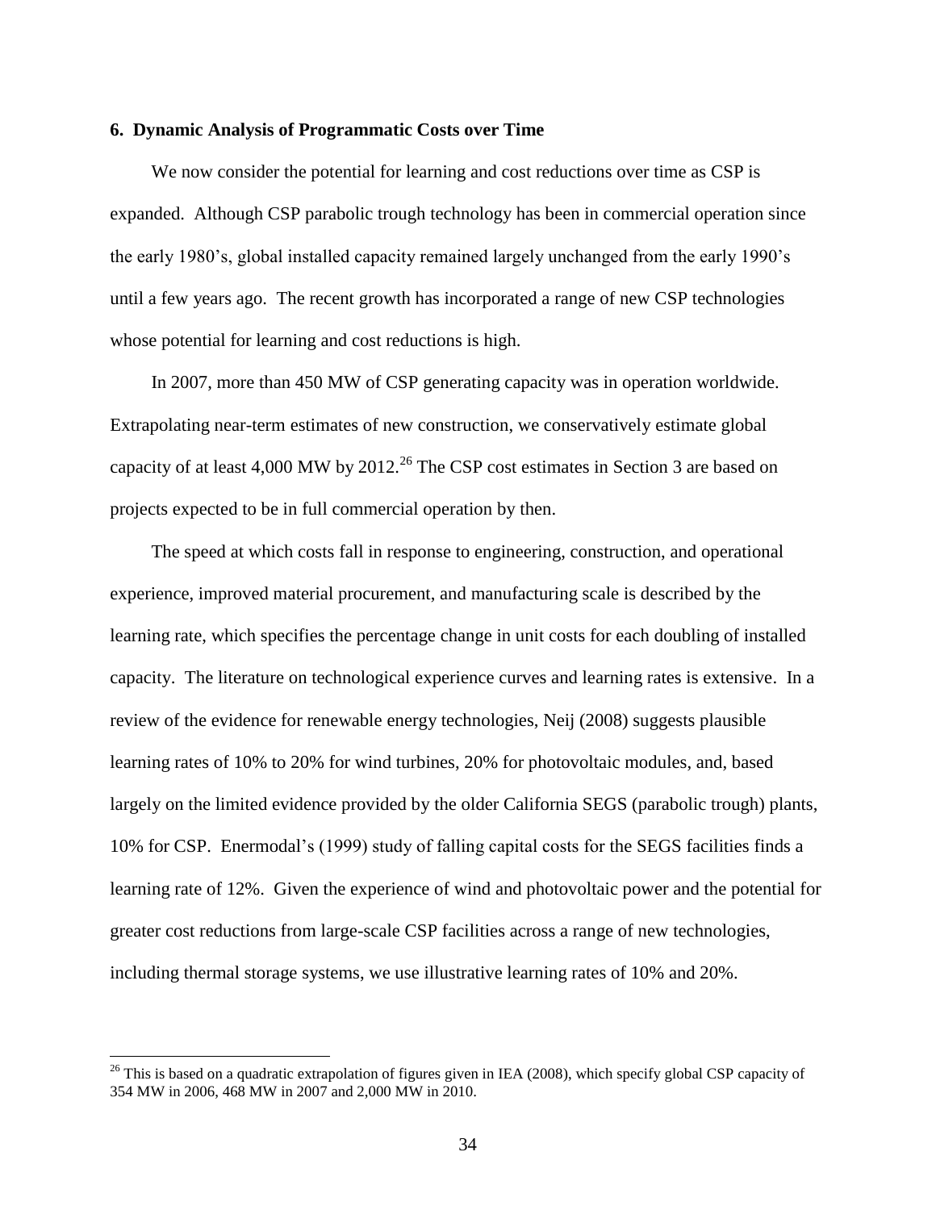### 6. Dynamic Analysis of Programmatic Costs over Time

We now consider the potential for learning and cost reductions over time as CSP is expanded. Although CSP parabolic trough technology has been in commercial operation since the early 1980's, global installed capacity remained largely unchanged from the early 1990's until a few years ago. The recent growth has incorporated a range of new CSP technologies whose potential for learning and cost reductions is high.

In 2007, more than 450 MW of CSP generating capacity was in operation worldwide. Extrapolating near-term estimates of new construction, we conservatively estimate global capacity of at least 4,000 MW by 2012.[26] The CSP cost estimates in Section 3 are based on projects expected to be in full commercial operation by then.

The speed at which costs fall in response to engineering, construction, and operational experience, improved material procurement, and manufacturing scale is described by the learning rate, which specifies the percentage change in unit costs for each doubling of installed capacity. The literature on technological experience curves and learning rates is extensive. In a review of the evidence for renewable energy technologies, Neij (2008) suggests plausible learning rates of 10% to 20% for wind turbines, 20% for photovoltaic modules, and, based largely on the limited evidence provided by the older California SEGS (parabolic trough) plants, 10% for CSP. Enermodal's (1999) study of falling capital costs for the SEGS facilities finds a learning rate of 12%. Given the experience of wind and photovoltaic power and the potential for greater cost reductions from large-scale CSP facilities across a range of new technologies, including thermal storage systems, we use illustrative learning rates of 10% and 20%.

---

[26] This is based on a quadratic extrapolation of figures given in IEA (2008), which specify global CSP capacity of 354 MW in 2006, 468 MW in 2007 and 2,000 MW in 2010.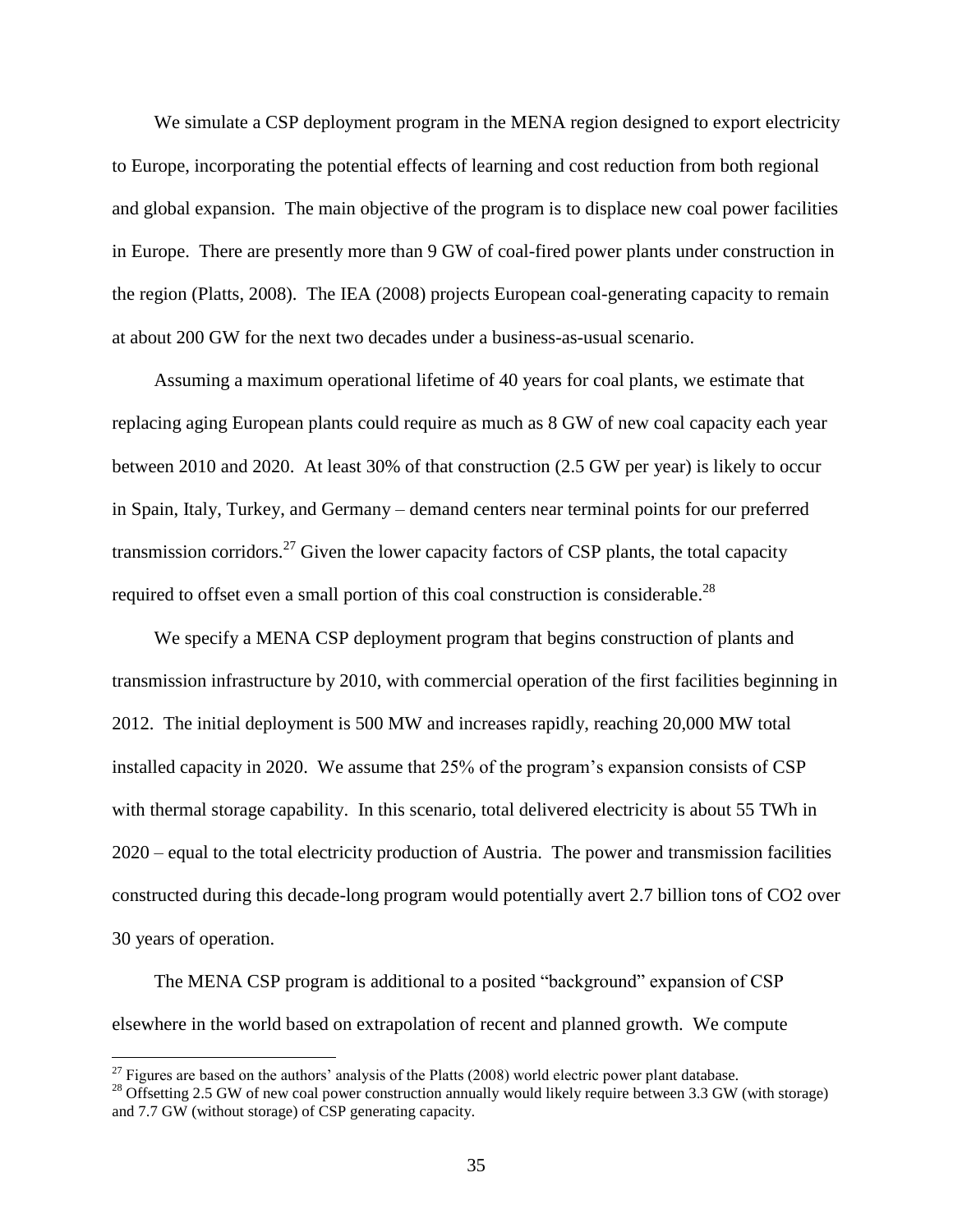We simulate a CSP deployment program in the MENA region designed to export electricity to Europe, incorporating the potential effects of learning and cost reduction from both regional and global expansion. The main objective of the program is to displace new coal power facilities in Europe. There are presently more than 9 GW of coal-fired power plants under construction in the region (Platts, 2008). The IEA (2008) projects European coal-generating capacity to remain at about 200 GW for the next two decades under a business-as-usual scenario.

Assuming a maximum operational lifetime of 40 years for coal plants, we estimate that replacing aging European plants could require as much as 8 GW of new coal capacity each year between 2010 and 2020. At least 30% of that construction (2.5 GW per year) is likely to occur in Spain, Italy, Turkey, and Germany – demand centers near terminal points for our preferred transmission corridors.[27] Given the lower capacity factors of CSP plants, the total capacity required to offset even a small portion of this coal construction is considerable.[28]

We specify a MENA CSP deployment program that begins construction of plants and transmission infrastructure by 2010, with commercial operation of the first facilities beginning in 2012. The initial deployment is 500 MW and increases rapidly, reaching 20,000 MW total installed capacity in 2020. We assume that 25% of the program's expansion consists of CSP with thermal storage capability. In this scenario, total delivered electricity is about 55 TWh in 2020 – equal to the total electricity production of Austria. The power and transmission facilities constructed during this decade-long program would potentially avert 2.7 billion tons of $CO_2$ over 30 years of operation.

The MENA CSP program is additional to a posited "background" expansion of CSP elsewhere in the world based on extrapolation of recent and planned growth. We compute

[27] Figures are based on the authors' analysis of the Platts (2008) world electric power plant database.

[28] Offsetting 2.5 GW of new coal power construction annually would likely require between 3.3 GW (with storage) and 7.7 GW (without storage) of CSP generating capacity.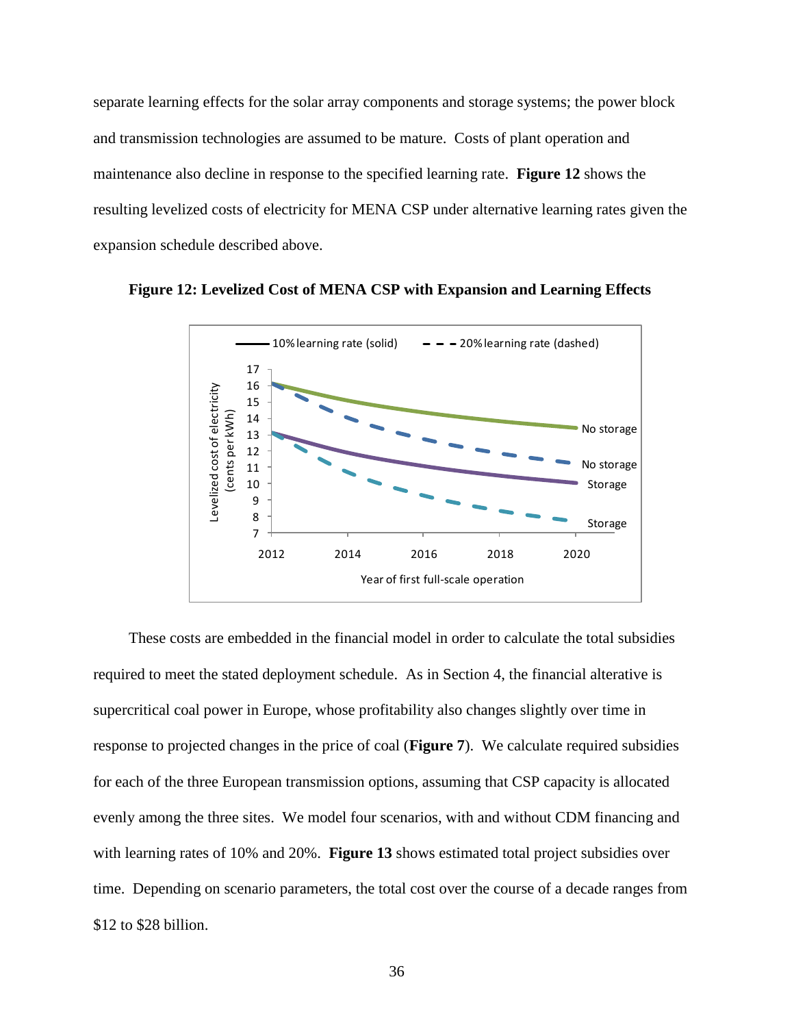separate learning effects for the solar array components and storage systems; the power block and transmission technologies are assumed to be mature. Costs of plant operation and maintenance also decline in response to the specified learning rate. **Figure 12** shows the resulting levelized costs of electricity for MENA CSP under alternative learning rates given the expansion schedule described above.

**Figure 12: Levelized Cost of MENA CSP with Expansion and Learning Effects**

These costs are embedded in the financial model in order to calculate the total subsidies required to meet the stated deployment schedule. As in Section 4, the financial alterative is supercritical coal power in Europe, whose profitability also changes slightly over time in response to projected changes in the price of coal (**Figure 7**). We calculate required subsidies for each of the three European transmission options, assuming that CSP capacity is allocated evenly among the three sites. We model four scenarios, with and without CDM financing and with learning rates of 10% and 20%. **Figure 13** shows estimated total project subsidies over time. Depending on scenario parameters, the total cost over the course of a decade ranges from $12 to $28 billion.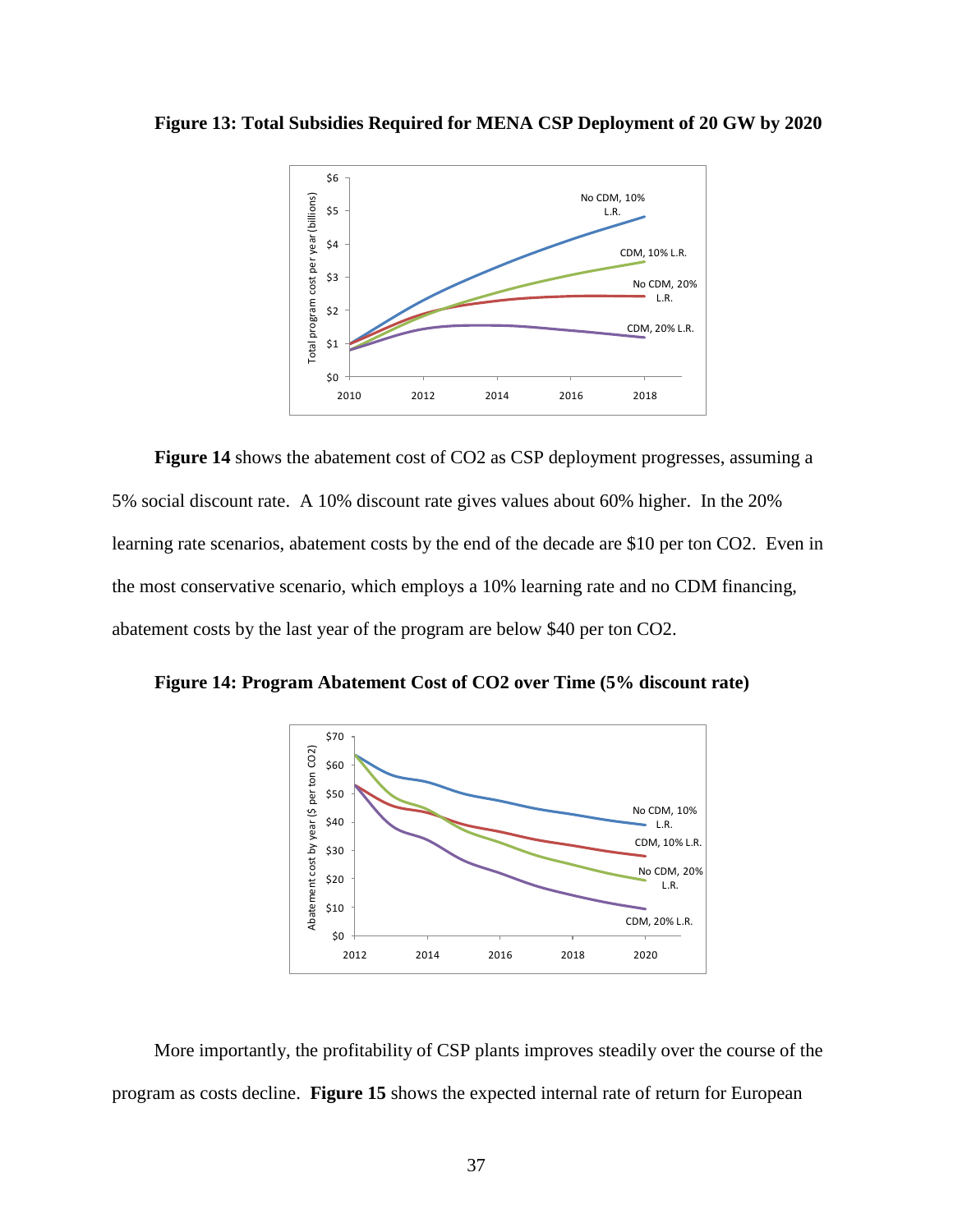**Figure 13: Total Subsidies Required for MENA CSP Deployment of 20 GW by 2020**

**Figure 14** shows the abatement cost of $CO_2$ as CSP deployment progresses, assuming a 5% social discount rate. A 10% discount rate gives values about 60% higher. In the 20% learning rate scenarios, abatement costs by the end of the decade are $10 per ton $CO_2$. Even in the most conservative scenario, which employs a 10% learning rate and no CDM financing, abatement costs by the last year of the program are below $40 per ton $CO_2$.

**Figure 14: Program Abatement Cost of CO2 over Time (5% discount rate)**

More importantly, the profitability of CSP plants improves steadily over the course of the program as costs decline. **Figure 15** shows the expected internal rate of return for European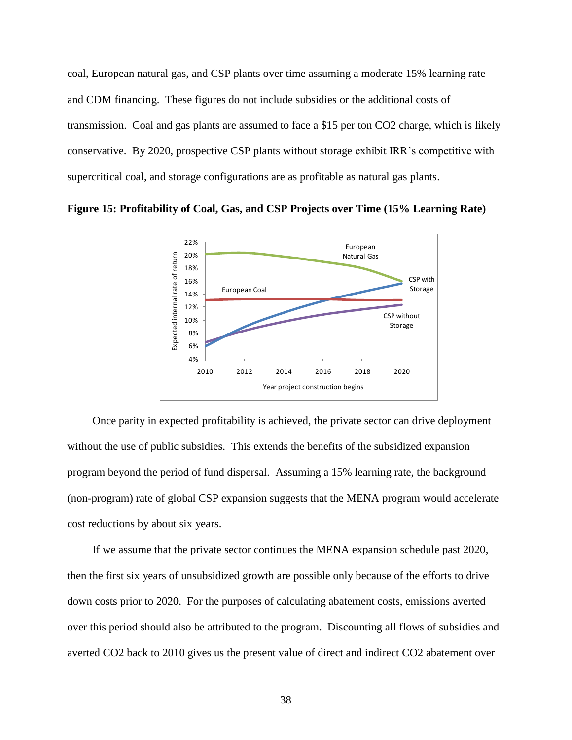coal, European natural gas, and CSP plants over time assuming a moderate 15% learning rate and CDM financing. These figures do not include subsidies or the additional costs of transmission. Coal and gas plants are assumed to face a \$15 per ton CO2 charge, which is likely conservative. By 2020, prospective CSP plants without storage exhibit IRR's competitive with supercritical coal, and storage configurations are as profitable as natural gas plants.

**Figure 15: Profitability of Coal, Gas, and CSP Projects over Time (15% Learning Rate)**

Once parity in expected profitability is achieved, the private sector can drive deployment without the use of public subsidies. This extends the benefits of the subsidized expansion program beyond the period of fund dispersal. Assuming a 15% learning rate, the background (non-program) rate of global CSP expansion suggests that the MENA program would accelerate cost reductions by about six years.

If we assume that the private sector continues the MENA expansion schedule past 2020, then the first six years of unsubsidized growth are possible only because of the efforts to drive down costs prior to 2020. For the purposes of calculating abatement costs, emissions averted over this period should also be attributed to the program. Discounting all flows of subsidies and averted CO2 back to 2010 gives us the present value of direct and indirect CO2 abatement over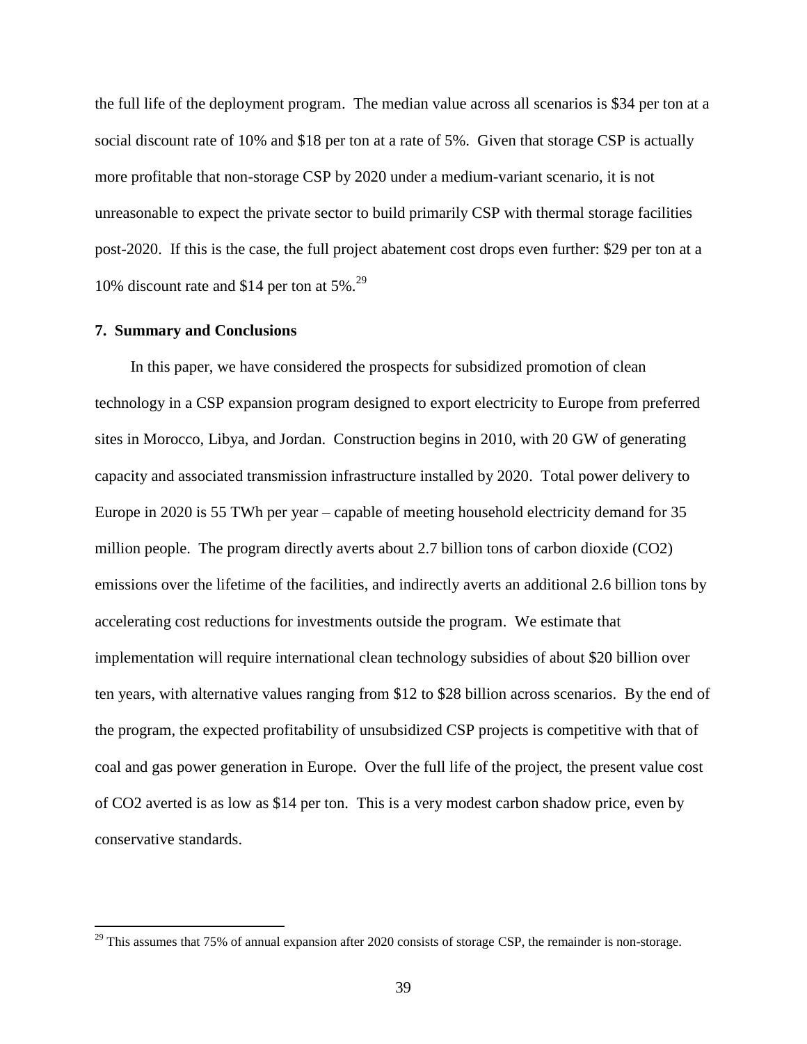the full life of the deployment program. The median value across all scenarios is \$34 per ton at a social discount rate of 10% and \$18 per ton at a rate of 5%. Given that storage CSP is actually more profitable that non-storage CSP by 2020 under a medium-variant scenario, it is not unreasonable to expect the private sector to build primarily CSP with thermal storage facilities post-2020. If this is the case, the full project abatement cost drops even further: \$29 per ton at a 10% discount rate and \$14 per ton at 5%.[29]

## 7. Summary and Conclusions

In this paper, we have considered the prospects for subsidized promotion of clean technology in a CSP expansion program designed to export electricity to Europe from preferred sites in Morocco, Libya, and Jordan. Construction begins in 2010, with 20 GW of generating capacity and associated transmission infrastructure installed by 2020. Total power delivery to Europe in 2020 is 55 TWh per year – capable of meeting household electricity demand for 35 million people. The program directly averts about 2.7 billion tons of carbon dioxide ($CO_2$) emissions over the lifetime of the facilities, and indirectly averts an additional 2.6 billion tons by accelerating cost reductions for investments outside the program. We estimate that implementation will require international clean technology subsidies of about \$20 billion over ten years, with alternative values ranging from \$12 to \$28 billion across scenarios. By the end of the program, the expected profitability of unsubsidized CSP projects is competitive with that of coal and gas power generation in Europe. Over the full life of the project, the present value cost of $CO_2$ averted is as low as \$14 per ton. This is a very modest carbon shadow price, even by conservative standards.

[29] This assumes that 75% of annual expansion after 2020 consists of storage CSP, the remainder is non-storage.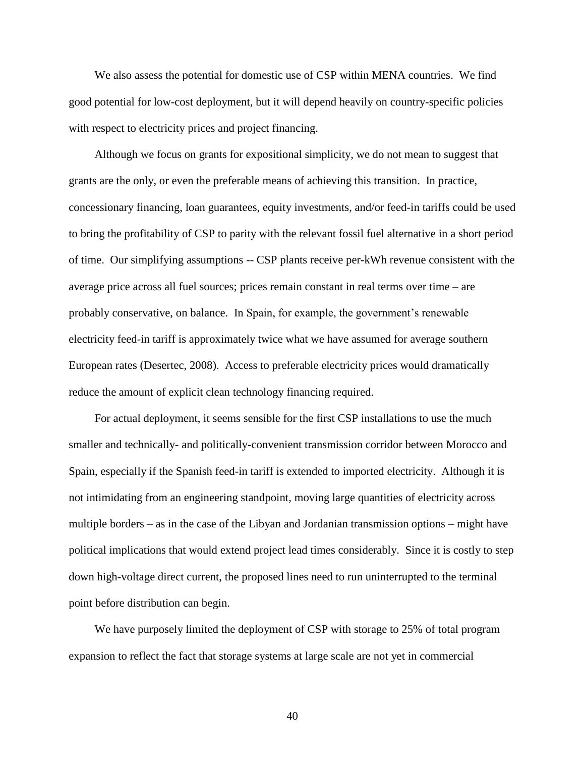We also assess the potential for domestic use of CSP within MENA countries. We find good potential for low-cost deployment, but it will depend heavily on country-specific policies with respect to electricity prices and project financing.

Although we focus on grants for expositional simplicity, we do not mean to suggest that grants are the only, or even the preferable means of achieving this transition. In practice, concessionary financing, loan guarantees, equity investments, and/or feed-in tariffs could be used to bring the profitability of CSP to parity with the relevant fossil fuel alternative in a short period of time. Our simplifying assumptions -- CSP plants receive per-kWh revenue consistent with the average price across all fuel sources; prices remain constant in real terms over time – are probably conservative, on balance. In Spain, for example, the government's renewable electricity feed-in tariff is approximately twice what we have assumed for average southern European rates (Desertec, 2008). Access to preferable electricity prices would dramatically reduce the amount of explicit clean technology financing required.

For actual deployment, it seems sensible for the first CSP installations to use the much smaller and technically- and politically-convenient transmission corridor between Morocco and Spain, especially if the Spanish feed-in tariff is extended to imported electricity. Although it is not intimidating from an engineering standpoint, moving large quantities of electricity across multiple borders – as in the case of the Libyan and Jordanian transmission options – might have political implications that would extend project lead times considerably. Since it is costly to step down high-voltage direct current, the proposed lines need to run uninterrupted to the terminal point before distribution can begin.

We have purposely limited the deployment of CSP with storage to 25% of total program expansion to reflect the fact that storage systems at large scale are not yet in commercial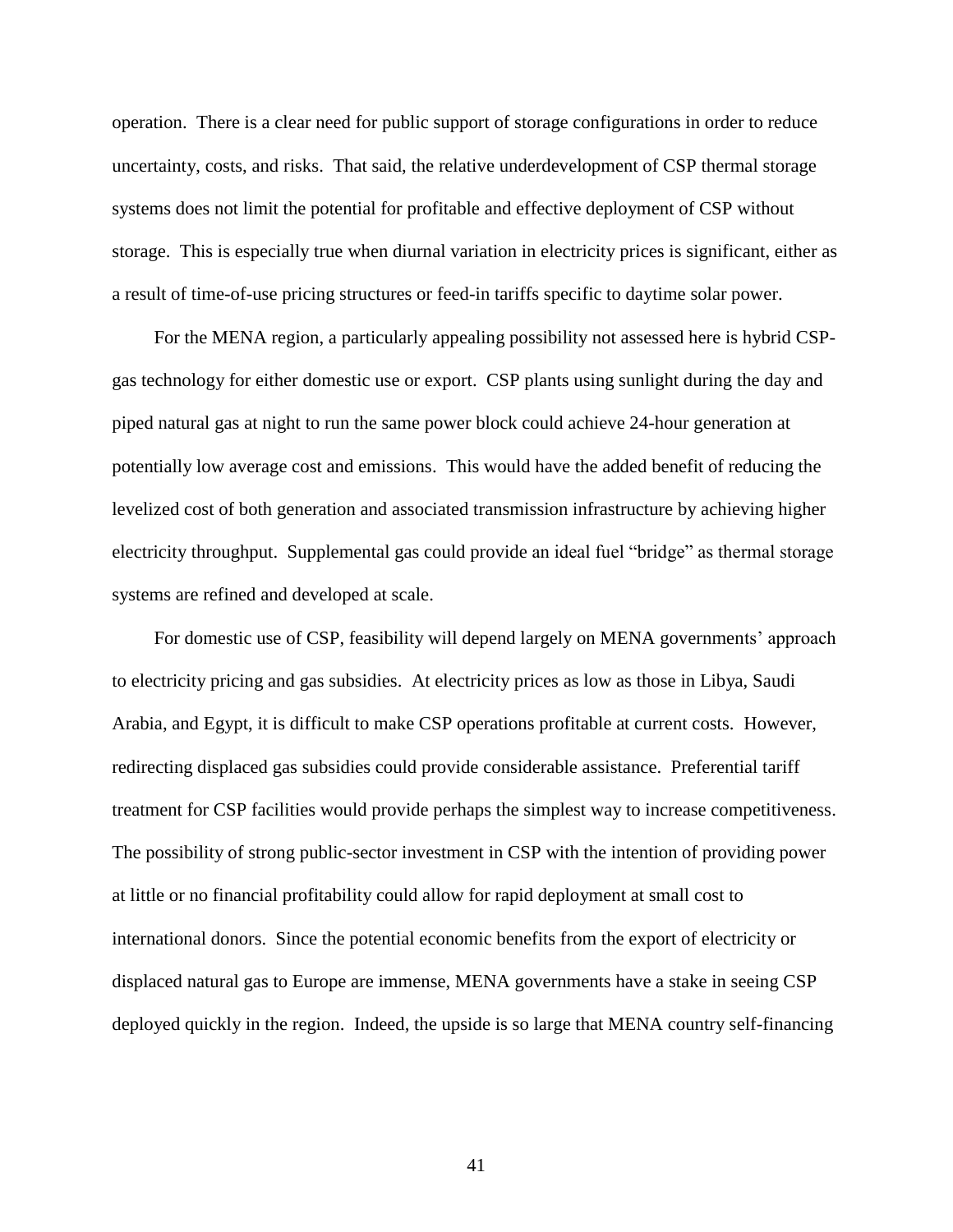operation. There is a clear need for public support of storage configurations in order to reduce uncertainty, costs, and risks. That said, the relative underdevelopment of CSP thermal storage systems does not limit the potential for profitable and effective deployment of CSP without storage. This is especially true when diurnal variation in electricity prices is significant, either as a result of time-of-use pricing structures or feed-in tariffs specific to daytime solar power.

For the MENA region, a particularly appealing possibility not assessed here is hybrid CSP-gas technology for either domestic use or export. CSP plants using sunlight during the day and piped natural gas at night to run the same power block could achieve 24-hour generation at potentially low average cost and emissions. This would have the added benefit of reducing the levelized cost of both generation and associated transmission infrastructure by achieving higher electricity throughput. Supplemental gas could provide an ideal fuel "bridge" as thermal storage systems are refined and developed at scale.

For domestic use of CSP, feasibility will depend largely on MENA governments' approach to electricity pricing and gas subsidies. At electricity prices as low as those in Libya, Saudi Arabia, and Egypt, it is difficult to make CSP operations profitable at current costs. However, redirecting displaced gas subsidies could provide considerable assistance. Preferential tariff treatment for CSP facilities would provide perhaps the simplest way to increase competitiveness. The possibility of strong public-sector investment in CSP with the intention of providing power at little or no financial profitability could allow for rapid deployment at small cost to international donors. Since the potential economic benefits from the export of electricity or displaced natural gas to Europe are immense, MENA governments have a stake in seeing CSP deployed quickly in the region. Indeed, the upside is so large that MENA country self-financing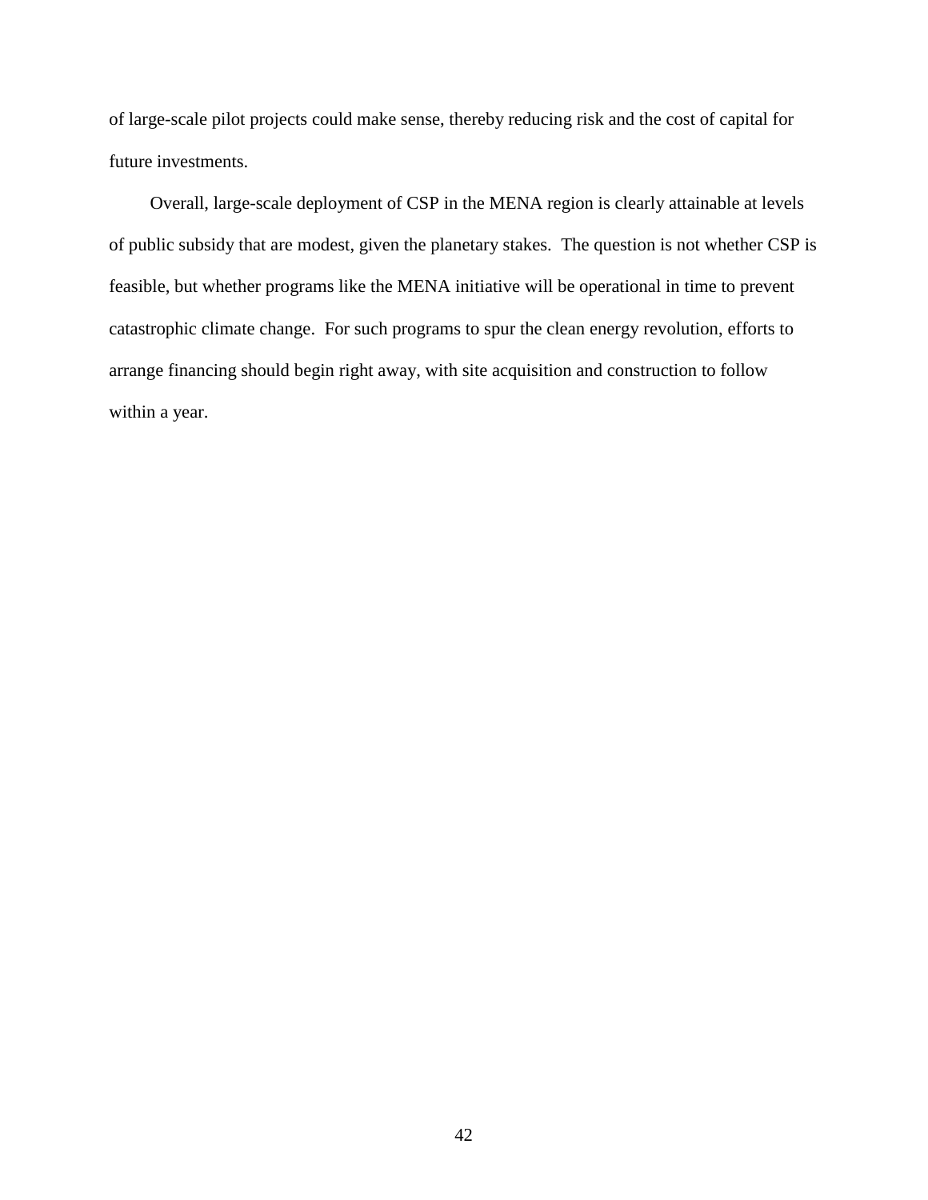of large-scale pilot projects could make sense, thereby reducing risk and the cost of capital for future investments.

Overall, large-scale deployment of CSP in the MENA region is clearly attainable at levels of public subsidy that are modest, given the planetary stakes. The question is not whether CSP is feasible, but whether programs like the MENA initiative will be operational in time to prevent catastrophic climate change. For such programs to spur the clean energy revolution, efforts to arrange financing should begin right away, with site acquisition and construction to follow within a year.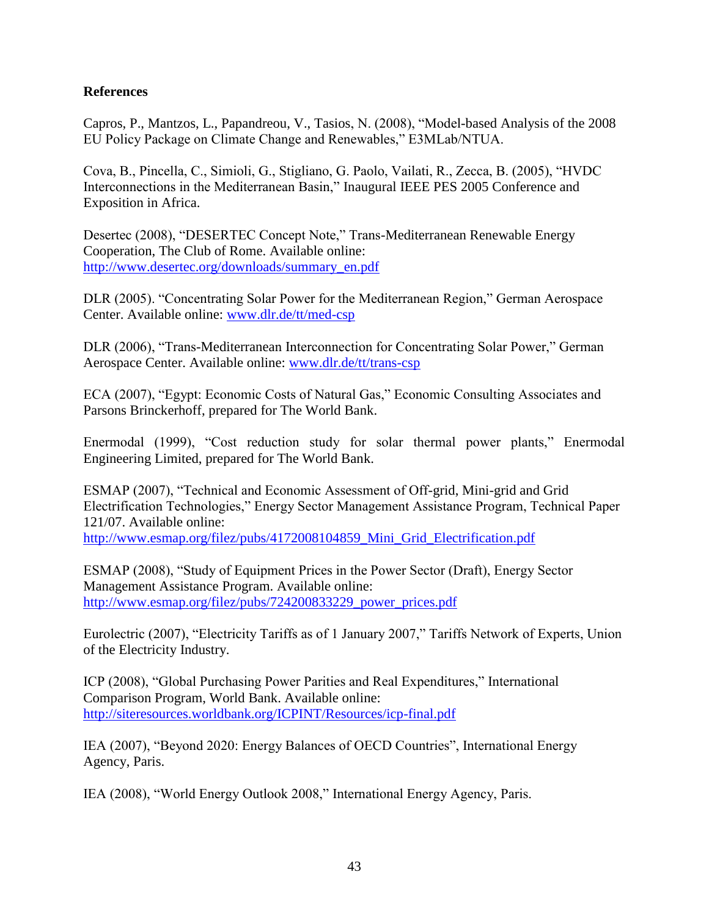## References

Capros, P., Mantzos, L., Papandreou, V., Tasios, N. (2008), "Model-based Analysis of the 2008 EU Policy Package on Climate Change and Renewables," E3MLab/NTUA.

Cova, B., Pincella, C., Simioli, G., Stigliano, G. Paolo, Vailati, R., Zecca, B. (2005), "HVDC Interconnections in the Mediterranean Basin," Inaugural IEEE PES 2005 Conference and Exposition in Africa.

Desertec (2008), "DESERTEC Concept Note," Trans-Mediterranean Renewable Energy Cooperation, The Club of Rome. Available online: http://www.desertec.org/downloads/summary_en.pdf

DLR (2005). "Concentrating Solar Power for the Mediterranean Region," German Aerospace Center. Available online: www.dlr.de/tt/med-csp

DLR (2006), "Trans-Mediterranean Interconnection for Concentrating Solar Power," German Aerospace Center. Available online: www.dlr.de/tt/trans-csp

ECA (2007), "Egypt: Economic Costs of Natural Gas," Economic Consulting Associates and Parsons Brinckerhoff, prepared for The World Bank.

Enermodal (1999), "Cost reduction study for solar thermal power plants," Enermodal Engineering Limited, prepared for The World Bank.

ESMAP (2007), "Technical and Economic Assessment of Off-grid, Mini-grid and Grid Electrification Technologies," Energy Sector Management Assistance Program, Technical Paper 121/07. Available online: http://www.esmap.org/filez/pubs/4172008104859_Mini_Grid_Electrification.pdf

ESMAP (2008), "Study of Equipment Prices in the Power Sector (Draft), Energy Sector Management Assistance Program. Available online: http://www.esmap.org/filez/pubs/724200833229_power_prices.pdf

Eurolectric (2007), "Electricity Tariffs as of 1 January 2007," Tariffs Network of Experts, Union of the Electricity Industry.

ICP (2008), "Global Purchasing Power Parities and Real Expenditures," International Comparison Program, World Bank. Available online: http://siteresources.worldbank.org/ICPINT/Resources/icp-final.pdf

IEA (2007), "Beyond 2020: Energy Balances of OECD Countries", International Energy Agency, Paris.

IEA (2008), "World Energy Outlook 2008," International Energy Agency, Paris.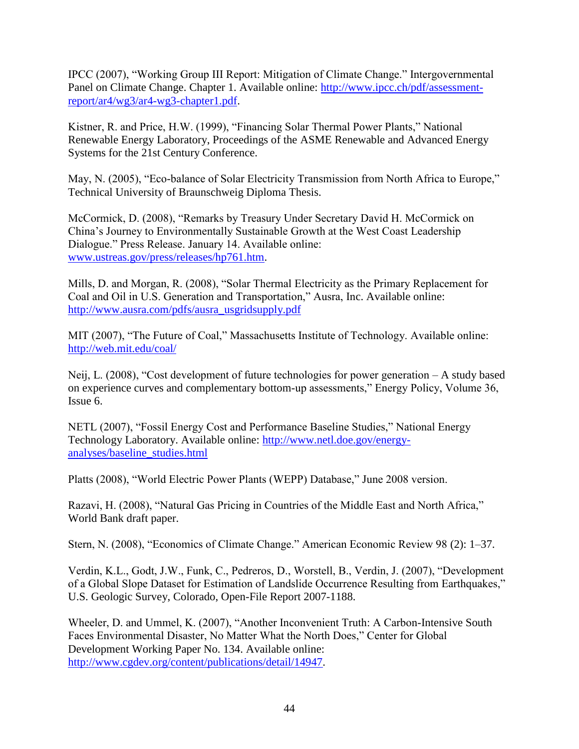IPCC (2007), "Working Group III Report: Mitigation of Climate Change." Intergovernmental Panel on Climate Change. Chapter 1. Available online: http://www.ipcc.ch/pdf/assessment-report/ar4/wg3/ar4-wg3-chapter1.pdf.

Kistner, R. and Price, H.W. (1999), "Financing Solar Thermal Power Plants," National Renewable Energy Laboratory, Proceedings of the ASME Renewable and Advanced Energy Systems for the 21st Century Conference.

May, N. (2005), "Eco-balance of Solar Electricity Transmission from North Africa to Europe," Technical University of Braunschweig Diploma Thesis.

McCormick, D. (2008), "Remarks by Treasury Under Secretary David H. McCormick on China's Journey to Environmentally Sustainable Growth at the West Coast Leadership Dialogue." Press Release. January 14. Available online: www.ustreas.gov/press/releases/hp761.htm.

Mills, D. and Morgan, R. (2008), "Solar Thermal Electricity as the Primary Replacement for Coal and Oil in U.S. Generation and Transportation," Ausra, Inc. Available online: http://www.ausra.com/pdfs/ausra_usgridsupply.pdf

MIT (2007), "The Future of Coal," Massachusetts Institute of Technology. Available online: http://web.mit.edu/coal/

Neij, L. (2008), "Cost development of future technologies for power generation – A study based on experience curves and complementary bottom-up assessments," Energy Policy, Volume 36, Issue 6.

NETL (2007), "Fossil Energy Cost and Performance Baseline Studies," National Energy Technology Laboratory. Available online: http://www.netl.doe.gov/energy-analyses/baseline_studies.html

Platts (2008), "World Electric Power Plants (WEPP) Database," June 2008 version.

Razavi, H. (2008), "Natural Gas Pricing in Countries of the Middle East and North Africa," World Bank draft paper.

Stern, N. (2008), "Economics of Climate Change." American Economic Review 98 (2): 1–37.

Verdin, K.L., Godt, J.W., Funk, C., Pedreros, D., Worstell, B., Verdin, J. (2007), "Development of a Global Slope Dataset for Estimation of Landslide Occurrence Resulting from Earthquakes," U.S. Geologic Survey, Colorado, Open-File Report 2007-1188.

Wheeler, D. and Ummel, K. (2007), "Another Inconvenient Truth: A Carbon-Intensive South Faces Environmental Disaster, No Matter What the North Does," Center for Global Development Working Paper No. 134. Available online: http://www.cgdev.org/content/publications/detail/14947.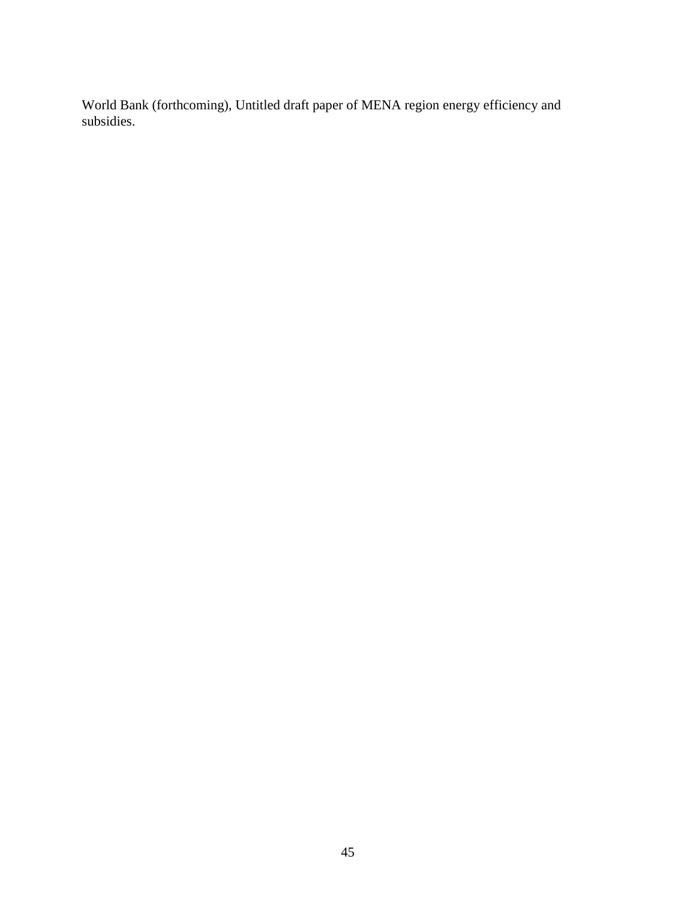World Bank (forthcoming), Untitled draft paper of MENA region energy efficiency and subsidies.